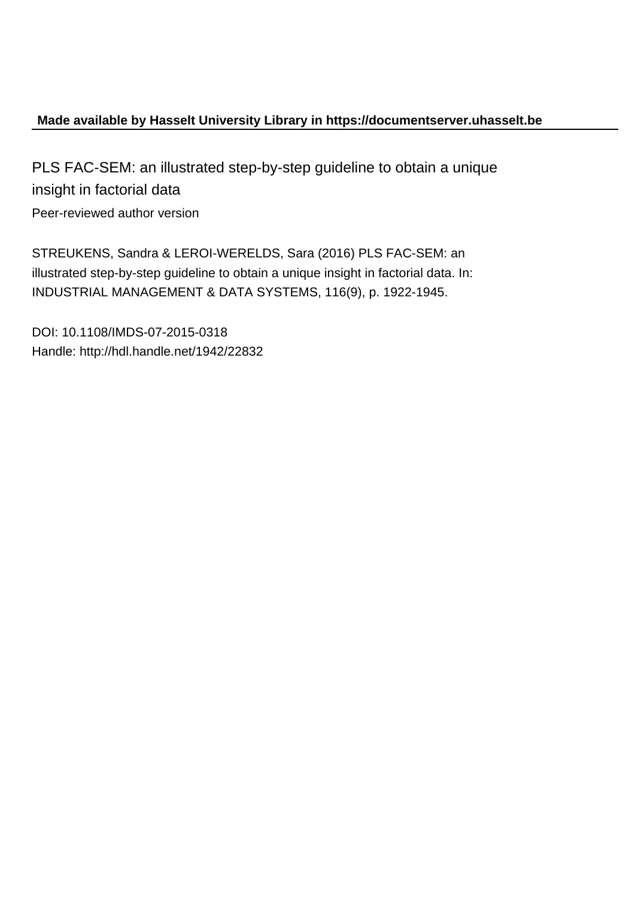**Made available by Hasselt University Library in https://documentserver.uhasselt.be**

# PLS FAC-SEM: an illustrated step-by-step guideline to obtain a unique insight in factorial data

Peer-reviewed author version

STREUKENS, Sandra & LEROI-WERELDS, Sara (2016) PLS FAC-SEM: an illustrated step-by-step guideline to obtain a unique insight in factorial data. In: INDUSTRIAL MANAGEMENT & DATA SYSTEMS, 116(9), p. 1922-1945.

DOI: 10.1108/IMDS-07-2015-0318
Handle: http://hdl.handle.net/1942/22832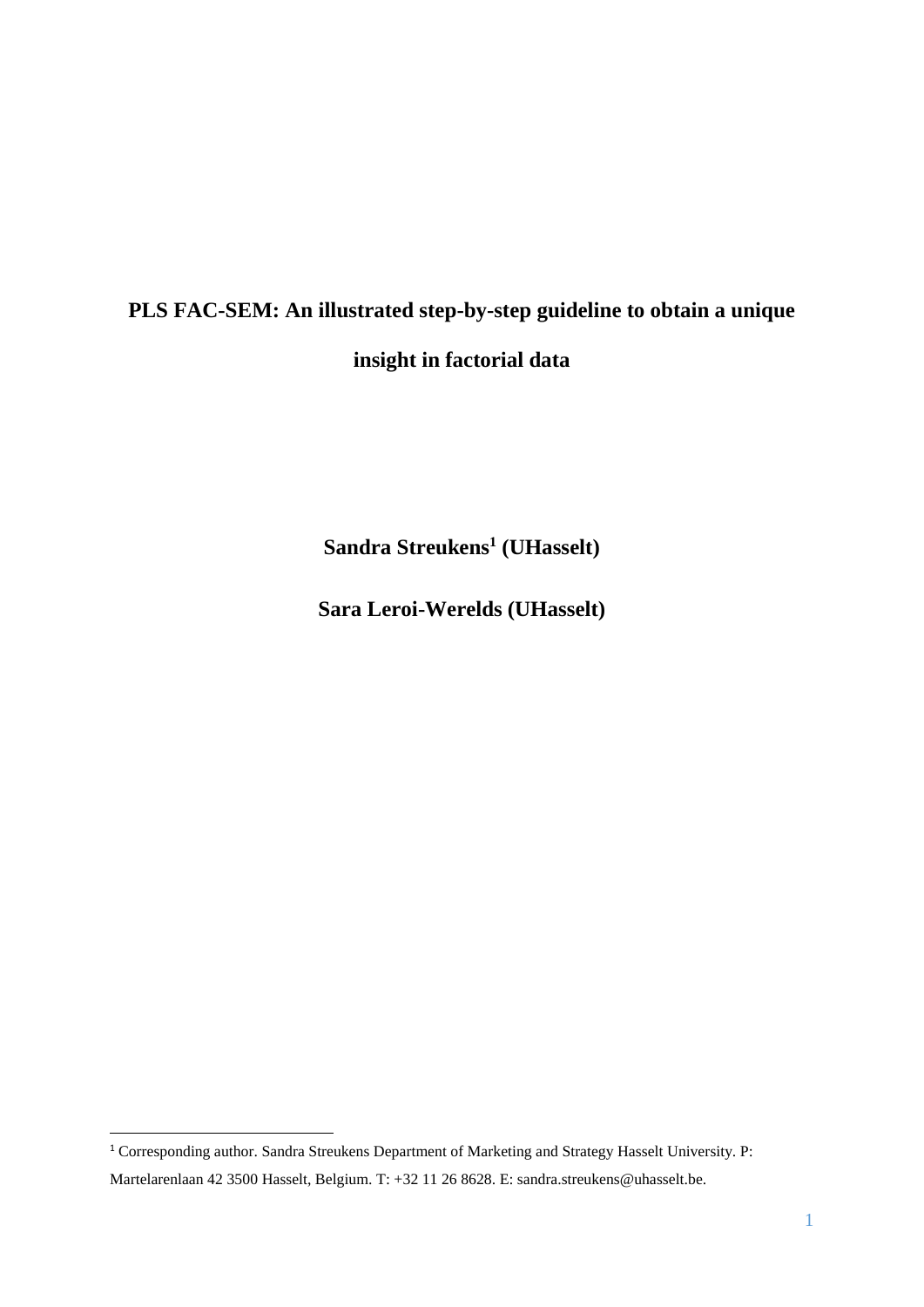# PLS FAC-SEM: An illustrated step-by-step guideline to obtain a unique insight in factorial data

**Sandra Streukens[1] (UHasselt)**

**Sara Leroi-Werelds (UHasselt)**

[1] Corresponding author. Sandra Streukens Department of Marketing and Strategy Hasselt University. P: Martelarenlaan 42 3500 Hasselt, Belgium. T: +32 11 26 8628. E: sandra.streukens@uhasselt.be.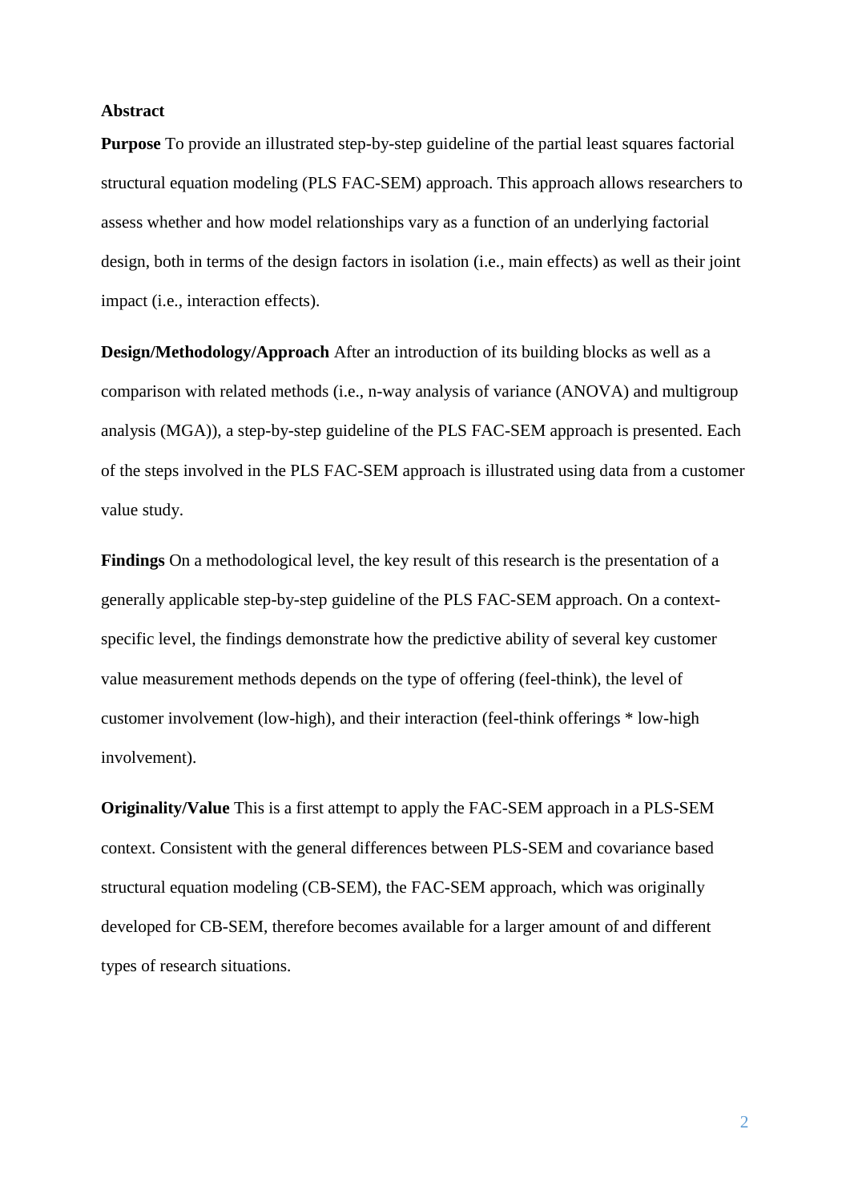## Abstract

**Purpose** To provide an illustrated step-by-step guideline of the partial least squares factorial structural equation modeling (PLS FAC-SEM) approach. This approach allows researchers to assess whether and how model relationships vary as a function of an underlying factorial design, both in terms of the design factors in isolation (i.e., main effects) as well as their joint impact (i.e., interaction effects).

**Design/Methodology/Approach** After an introduction of its building blocks as well as a comparison with related methods (i.e., n-way analysis of variance (ANOVA) and multigroup analysis (MGA)), a step-by-step guideline of the PLS FAC-SEM approach is presented. Each of the steps involved in the PLS FAC-SEM approach is illustrated using data from a customer value study.

**Findings** On a methodological level, the key result of this research is the presentation of a generally applicable step-by-step guideline of the PLS FAC-SEM approach. On a context-specific level, the findings demonstrate how the predictive ability of several key customer value measurement methods depends on the type of offering (feel-think), the level of customer involvement (low-high), and their interaction (feel-think offerings * low-high involvement).

**Originality/Value** This is a first attempt to apply the FAC-SEM approach in a PLS-SEM context. Consistent with the general differences between PLS-SEM and covariance based structural equation modeling (CB-SEM), the FAC-SEM approach, which was originally developed for CB-SEM, therefore becomes available for a larger amount of and different types of research situations.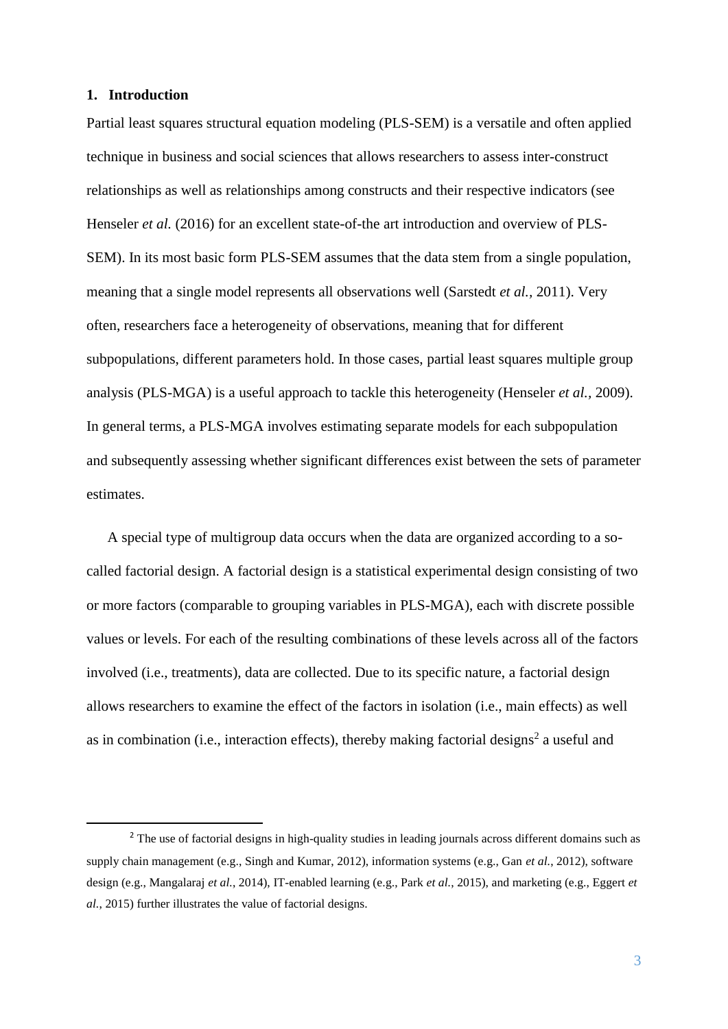## 1. Introduction

Partial least squares structural equation modeling (PLS-SEM) is a versatile and often applied technique in business and social sciences that allows researchers to assess inter-construct relationships as well as relationships among constructs and their respective indicators (see Henseler *et al.* (2016) for an excellent state-of-the art introduction and overview of PLS-SEM). In its most basic form PLS-SEM assumes that the data stem from a single population, meaning that a single model represents all observations well (Sarstedt *et al.*, 2011). Very often, researchers face a heterogeneity of observations, meaning that for different subpopulations, different parameters hold. In those cases, partial least squares multiple group analysis (PLS-MGA) is a useful approach to tackle this heterogeneity (Henseler *et al.*, 2009). In general terms, a PLS-MGA involves estimating separate models for each subpopulation and subsequently assessing whether significant differences exist between the sets of parameter estimates.

A special type of multigroup data occurs when the data are organized according to a so-called factorial design. A factorial design is a statistical experimental design consisting of two or more factors (comparable to grouping variables in PLS-MGA), each with discrete possible values or levels. For each of the resulting combinations of these levels across all of the factors involved (i.e., treatments), data are collected. Due to its specific nature, a factorial design allows researchers to examine the effect of the factors in isolation (i.e., main effects) as well as in combination (i.e., interaction effects), thereby making factorial designs[2] a useful and

[2] The use of factorial designs in high-quality studies in leading journals across different domains such as supply chain management (e.g., Singh and Kumar, 2012), information systems (e.g., Gan *et al.*, 2012), software design (e.g., Mangalaraj *et al.*, 2014), IT-enabled learning (e.g., Park *et al.*, 2015), and marketing (e.g., Eggert *et al.*, 2015) further illustrates the value of factorial designs.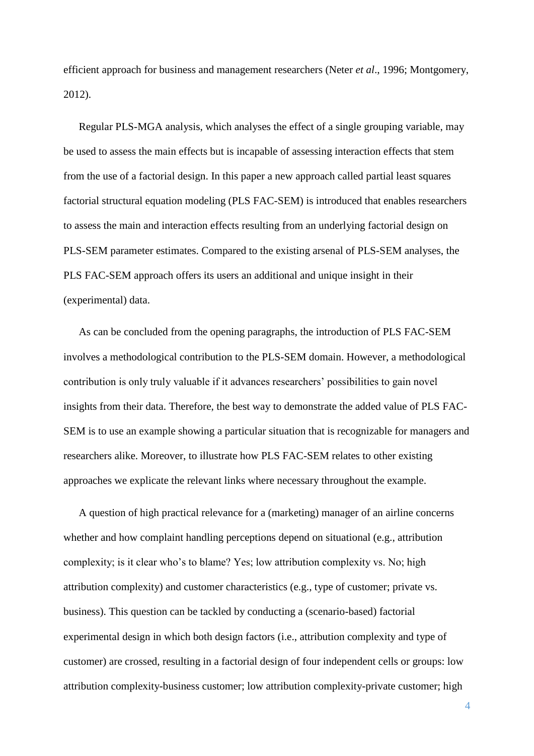efficient approach for business and management researchers (Neter *et al*., 1996; Montgomery, 2012).

Regular PLS-MGA analysis, which analyses the effect of a single grouping variable, may be used to assess the main effects but is incapable of assessing interaction effects that stem from the use of a factorial design. In this paper a new approach called partial least squares factorial structural equation modeling (PLS FAC-SEM) is introduced that enables researchers to assess the main and interaction effects resulting from an underlying factorial design on PLS-SEM parameter estimates. Compared to the existing arsenal of PLS-SEM analyses, the PLS FAC-SEM approach offers its users an additional and unique insight in their (experimental) data.

As can be concluded from the opening paragraphs, the introduction of PLS FAC-SEM involves a methodological contribution to the PLS-SEM domain. However, a methodological contribution is only truly valuable if it advances researchers' possibilities to gain novel insights from their data. Therefore, the best way to demonstrate the added value of PLS FAC-SEM is to use an example showing a particular situation that is recognizable for managers and researchers alike. Moreover, to illustrate how PLS FAC-SEM relates to other existing approaches we explicate the relevant links where necessary throughout the example.

A question of high practical relevance for a (marketing) manager of an airline concerns whether and how complaint handling perceptions depend on situational (e.g., attribution complexity; is it clear who's to blame? Yes; low attribution complexity vs. No; high attribution complexity) and customer characteristics (e.g., type of customer; private vs. business). This question can be tackled by conducting a (scenario-based) factorial experimental design in which both design factors (i.e., attribution complexity and type of customer) are crossed, resulting in a factorial design of four independent cells or groups: low attribution complexity-business customer; low attribution complexity-private customer; high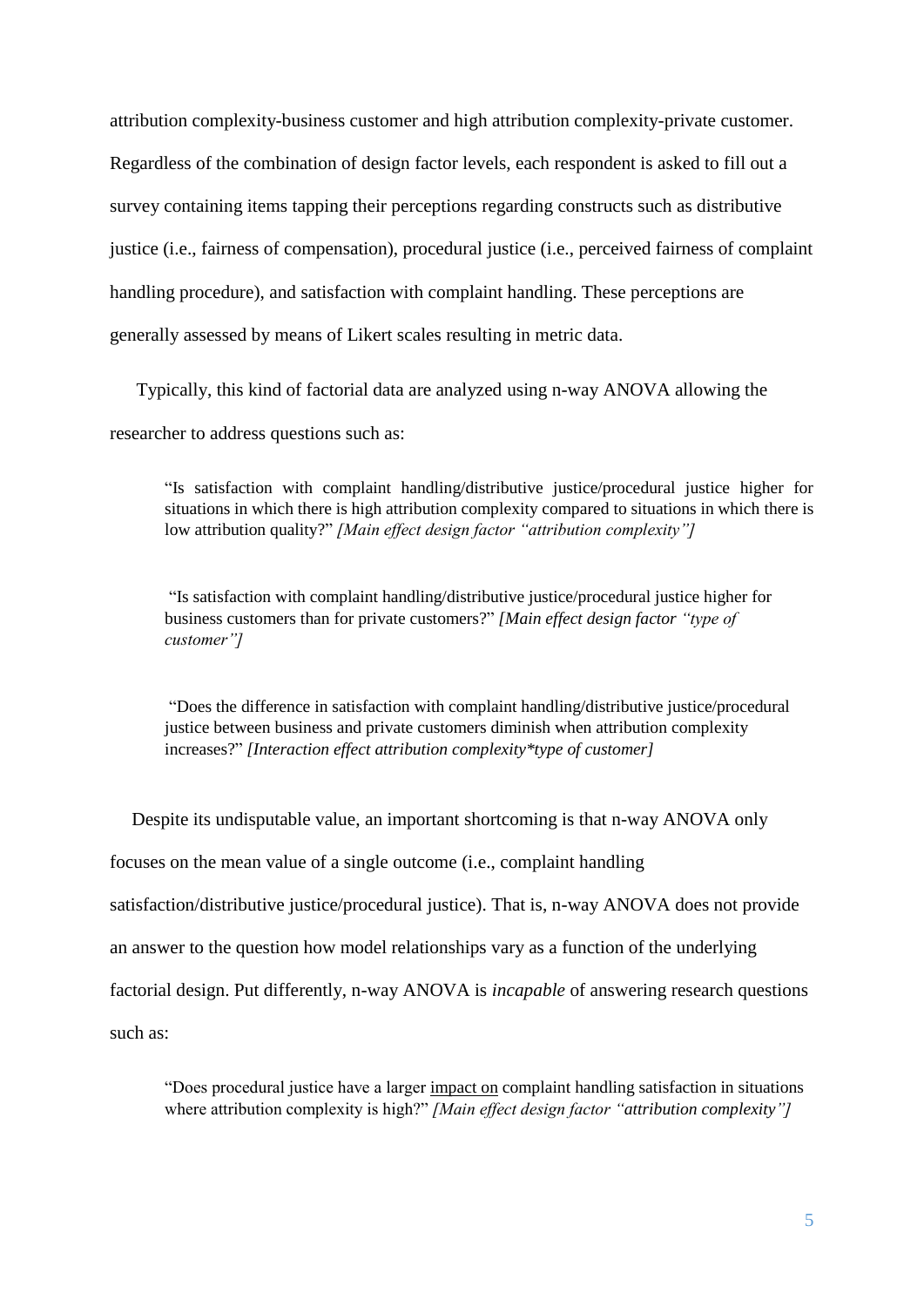attribution complexity-business customer and high attribution complexity-private customer. Regardless of the combination of design factor levels, each respondent is asked to fill out a survey containing items tapping their perceptions regarding constructs such as distributive justice (i.e., fairness of compensation), procedural justice (i.e., perceived fairness of complaint handling procedure), and satisfaction with complaint handling. These perceptions are generally assessed by means of Likert scales resulting in metric data.

Typically, this kind of factorial data are analyzed using n-way ANOVA allowing the researcher to address questions such as:

> "Is satisfaction with complaint handling/distributive justice/procedural justice higher for situations in which there is high attribution complexity compared to situations in which there is low attribution quality?" *[Main effect design factor "attribution complexity"]*

> "Is satisfaction with complaint handling/distributive justice/procedural justice higher for business customers than for private customers?" *[Main effect design factor "type of customer"]*

> "Does the difference in satisfaction with complaint handling/distributive justice/procedural justice between business and private customers diminish when attribution complexity increases?" *[Interaction effect attribution complexity*type of customer]*

Despite its undisputable value, an important shortcoming is that n-way ANOVA only focuses on the mean value of a single outcome (i.e., complaint handling satisfaction/distributive justice/procedural justice). That is, n-way ANOVA does not provide an answer to the question how model relationships vary as a function of the underlying factorial design. Put differently, n-way ANOVA is *incapable* of answering research questions such as:

> "Does procedural justice have a larger impact on complaint handling satisfaction in situations where attribution complexity is high?" *[Main effect design factor "attribution complexity"]*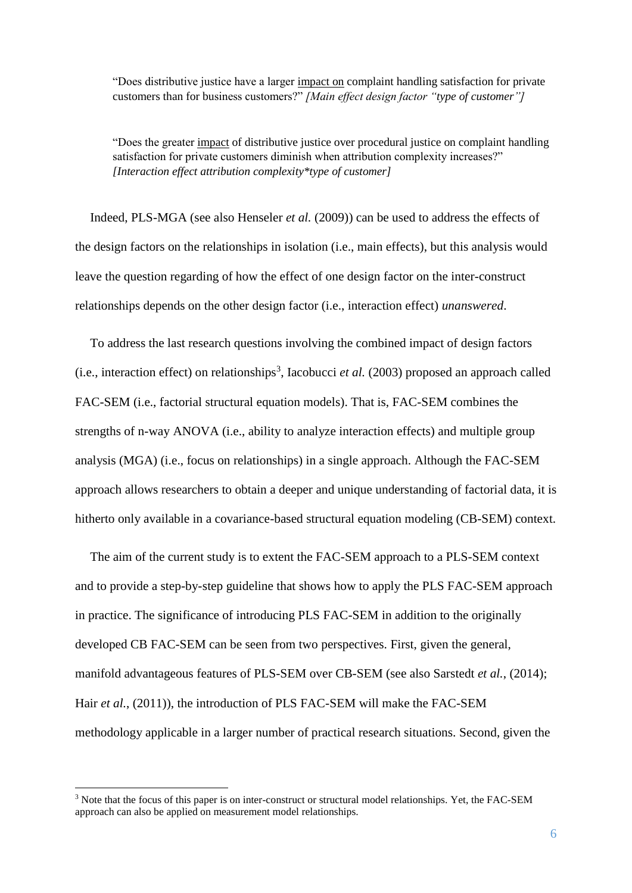> "Does distributive justice have a larger <u>impact on</u> complaint handling satisfaction for private customers than for business customers?" *[Main effect design factor "type of customer"]*

> "Does the greater <u>impact</u> of distributive justice over procedural justice on complaint handling satisfaction for private customers diminish when attribution complexity increases?" *[Interaction effect attribution complexity*type of customer]*

Indeed, PLS-MGA (see also Henseler *et al.* (2009)) can be used to address the effects of the design factors on the relationships in isolation (i.e., main effects), but this analysis would leave the question regarding of how the effect of one design factor on the inter-construct relationships depends on the other design factor (i.e., interaction effect) *unanswered*.

To address the last research questions involving the combined impact of design factors (i.e., interaction effect) on relationships[3], Iacobucci *et al.* (2003) proposed an approach called FAC-SEM (i.e., factorial structural equation models). That is, FAC-SEM combines the strengths of n-way ANOVA (i.e., ability to analyze interaction effects) and multiple group analysis (MGA) (i.e., focus on relationships) in a single approach. Although the FAC-SEM approach allows researchers to obtain a deeper and unique understanding of factorial data, it is hitherto only available in a covariance-based structural equation modeling (CB-SEM) context.

The aim of the current study is to extent the FAC-SEM approach to a PLS-SEM context and to provide a step-by-step guideline that shows how to apply the PLS FAC-SEM approach in practice. The significance of introducing PLS FAC-SEM in addition to the originally developed CB FAC-SEM can be seen from two perspectives. First, given the general, manifold advantageous features of PLS-SEM over CB-SEM (see also Sarstedt *et al.*, (2014); Hair *et al.*, (2011)), the introduction of PLS FAC-SEM will make the FAC-SEM methodology applicable in a larger number of practical research situations. Second, given the

[3] Note that the focus of this paper is on inter-construct or structural model relationships. Yet, the FAC-SEM approach can also be applied on measurement model relationships.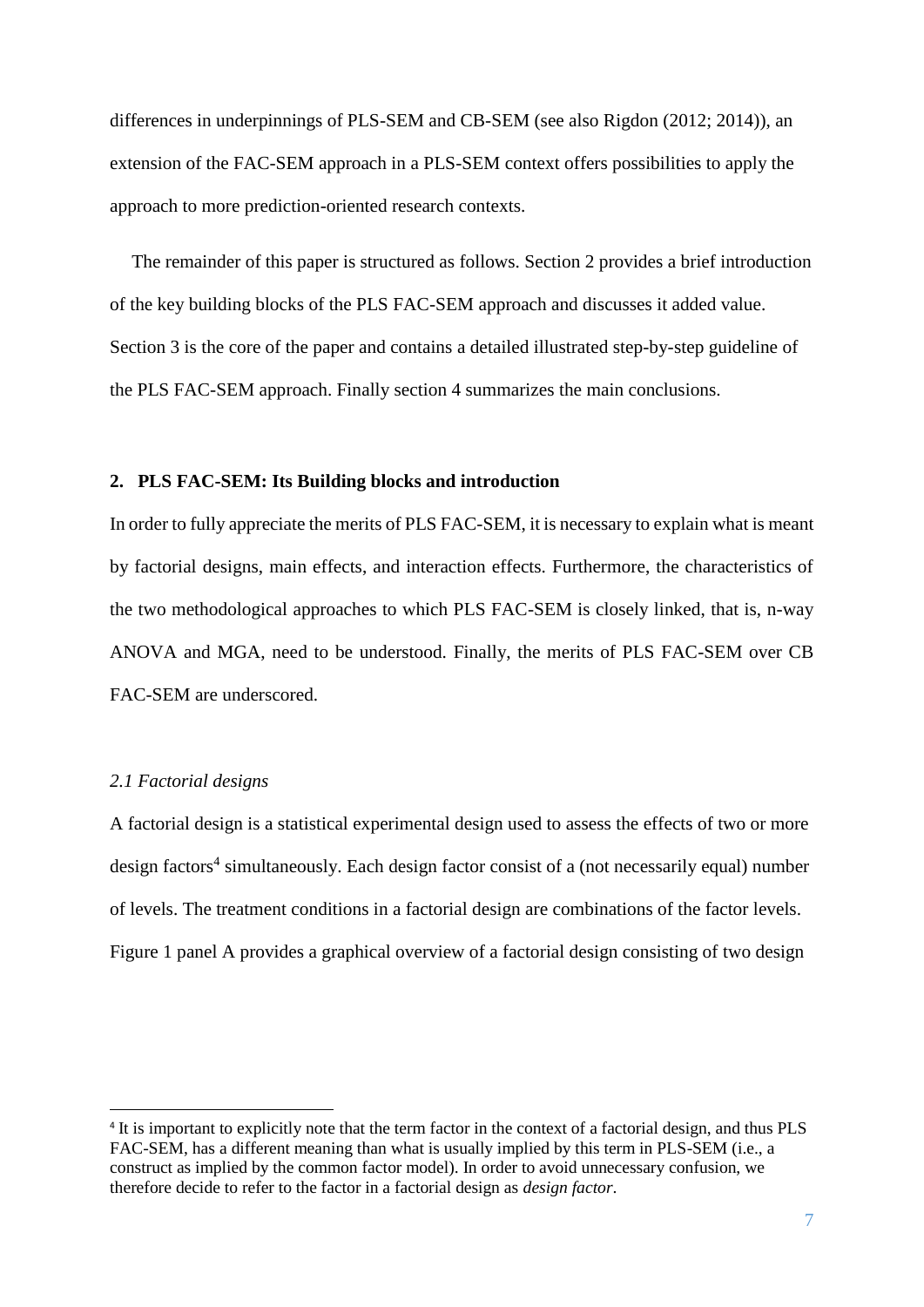differences in underpinnings of PLS-SEM and CB-SEM (see also Rigdon (2012; 2014)), an extension of the FAC-SEM approach in a PLS-SEM context offers possibilities to apply the approach to more prediction-oriented research contexts.

The remainder of this paper is structured as follows. Section 2 provides a brief introduction of the key building blocks of the PLS FAC-SEM approach and discusses it added value. Section 3 is the core of the paper and contains a detailed illustrated step-by-step guideline of the PLS FAC-SEM approach. Finally section 4 summarizes the main conclusions.

## 2. PLS FAC-SEM: Its Building blocks and introduction

In order to fully appreciate the merits of PLS FAC-SEM, it is necessary to explain what is meant by factorial designs, main effects, and interaction effects. Furthermore, the characteristics of the two methodological approaches to which PLS FAC-SEM is closely linked, that is, n-way ANOVA and MGA, need to be understood. Finally, the merits of PLS FAC-SEM over CB FAC-SEM are underscored.

### *2.1 Factorial designs*

A factorial design is a statistical experimental design used to assess the effects of two or more design factors[4] simultaneously. Each design factor consist of a (not necessarily equal) number of levels. The treatment conditions in a factorial design are combinations of the factor levels. Figure 1 panel A provides a graphical overview of a factorial design consisting of two design

[4] It is important to explicitly note that the term factor in the context of a factorial design, and thus PLS FAC-SEM, has a different meaning than what is usually implied by this term in PLS-SEM (i.e., a construct as implied by the common factor model). In order to avoid unnecessary confusion, we therefore decide to refer to the factor in a factorial design as *design factor*.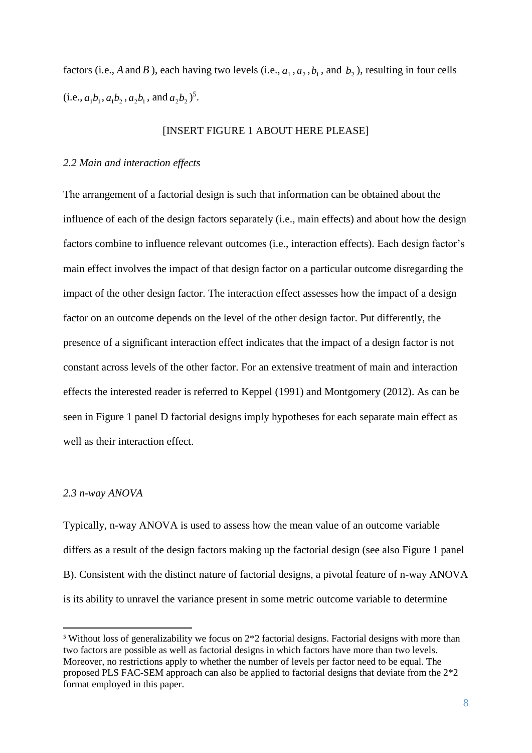factors (i.e., $A$ and $B$), each having two levels (i.e., $a_1$, $a_2$, $b_1$, and $b_2$), resulting in four cells (i.e., $a_1b_1$, $a_1b_2$, $a_2b_1$, and $a_2b_2$)[5].

[INSERT FIGURE 1 ABOUT HERE PLEASE]

### *2.2 Main and interaction effects*

The arrangement of a factorial design is such that information can be obtained about the influence of each of the design factors separately (i.e., main effects) and about how the design factors combine to influence relevant outcomes (i.e., interaction effects). Each design factor's main effect involves the impact of that design factor on a particular outcome disregarding the impact of the other design factor. The interaction effect assesses how the impact of a design factor on an outcome depends on the level of the other design factor. Put differently, the presence of a significant interaction effect indicates that the impact of a design factor is not constant across levels of the other factor. For an extensive treatment of main and interaction effects the interested reader is referred to Keppel (1991) and Montgomery (2012). As can be seen in Figure 1 panel D factorial designs imply hypotheses for each separate main effect as well as their interaction effect.

### *2.3 n-way ANOVA*

Typically, n-way ANOVA is used to assess how the mean value of an outcome variable differs as a result of the design factors making up the factorial design (see also Figure 1 panel B). Consistent with the distinct nature of factorial designs, a pivotal feature of n-way ANOVA is its ability to unravel the variance present in some metric outcome variable to determine

[5] Without loss of generalizability we focus on 2*2 factorial designs. Factorial designs with more than two factors are possible as well as factorial designs in which factors have more than two levels. Moreover, no restrictions apply to whether the number of levels per factor need to be equal. The proposed PLS FAC-SEM approach can also be applied to factorial designs that deviate from the 2*2 format employed in this paper.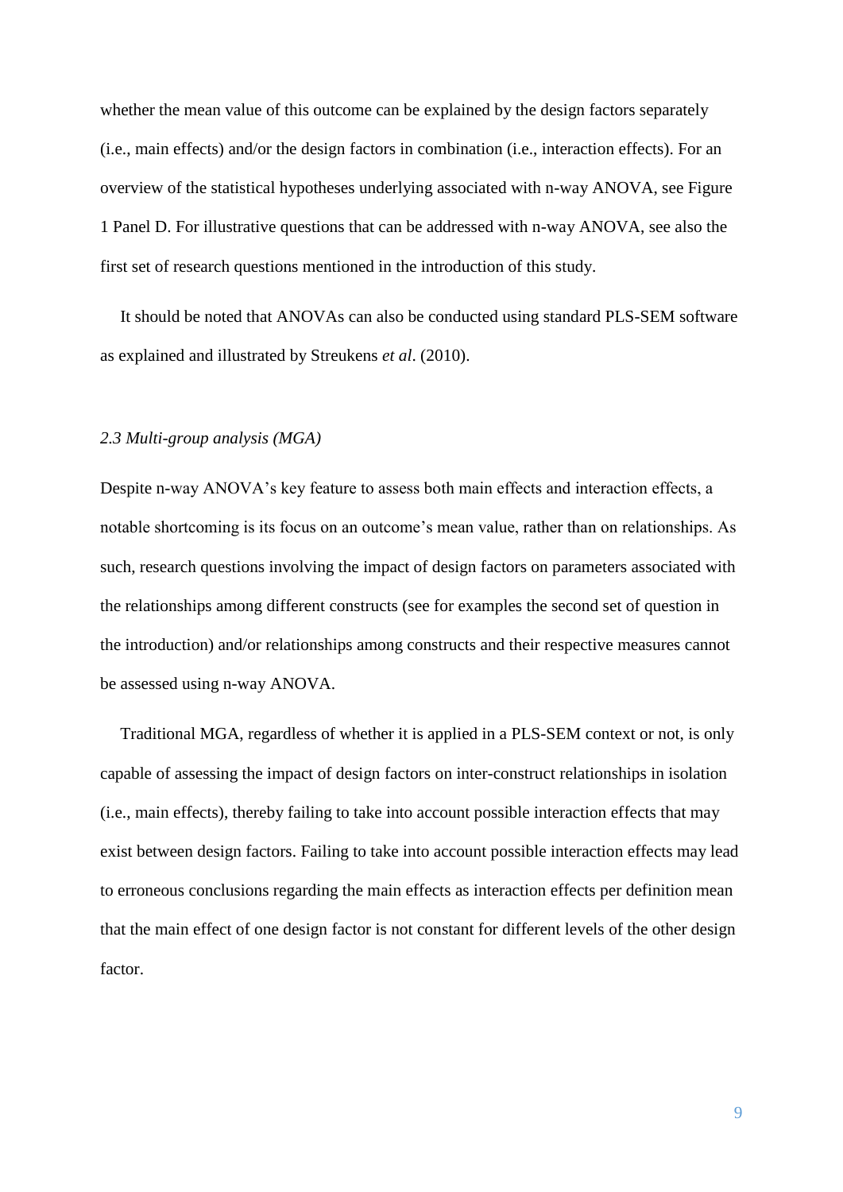whether the mean value of this outcome can be explained by the design factors separately (i.e., main effects) and/or the design factors in combination (i.e., interaction effects). For an overview of the statistical hypotheses underlying associated with n-way ANOVA, see Figure 1 Panel D. For illustrative questions that can be addressed with n-way ANOVA, see also the first set of research questions mentioned in the introduction of this study.

It should be noted that ANOVAs can also be conducted using standard PLS-SEM software as explained and illustrated by Streukens *et al*. (2010).

### *2.3 Multi-group analysis (MGA)*

Despite n-way ANOVA's key feature to assess both main effects and interaction effects, a notable shortcoming is its focus on an outcome's mean value, rather than on relationships. As such, research questions involving the impact of design factors on parameters associated with the relationships among different constructs (see for examples the second set of question in the introduction) and/or relationships among constructs and their respective measures cannot be assessed using n-way ANOVA.

Traditional MGA, regardless of whether it is applied in a PLS-SEM context or not, is only capable of assessing the impact of design factors on inter-construct relationships in isolation (i.e., main effects), thereby failing to take into account possible interaction effects that may exist between design factors. Failing to take into account possible interaction effects may lead to erroneous conclusions regarding the main effects as interaction effects per definition mean that the main effect of one design factor is not constant for different levels of the other design factor.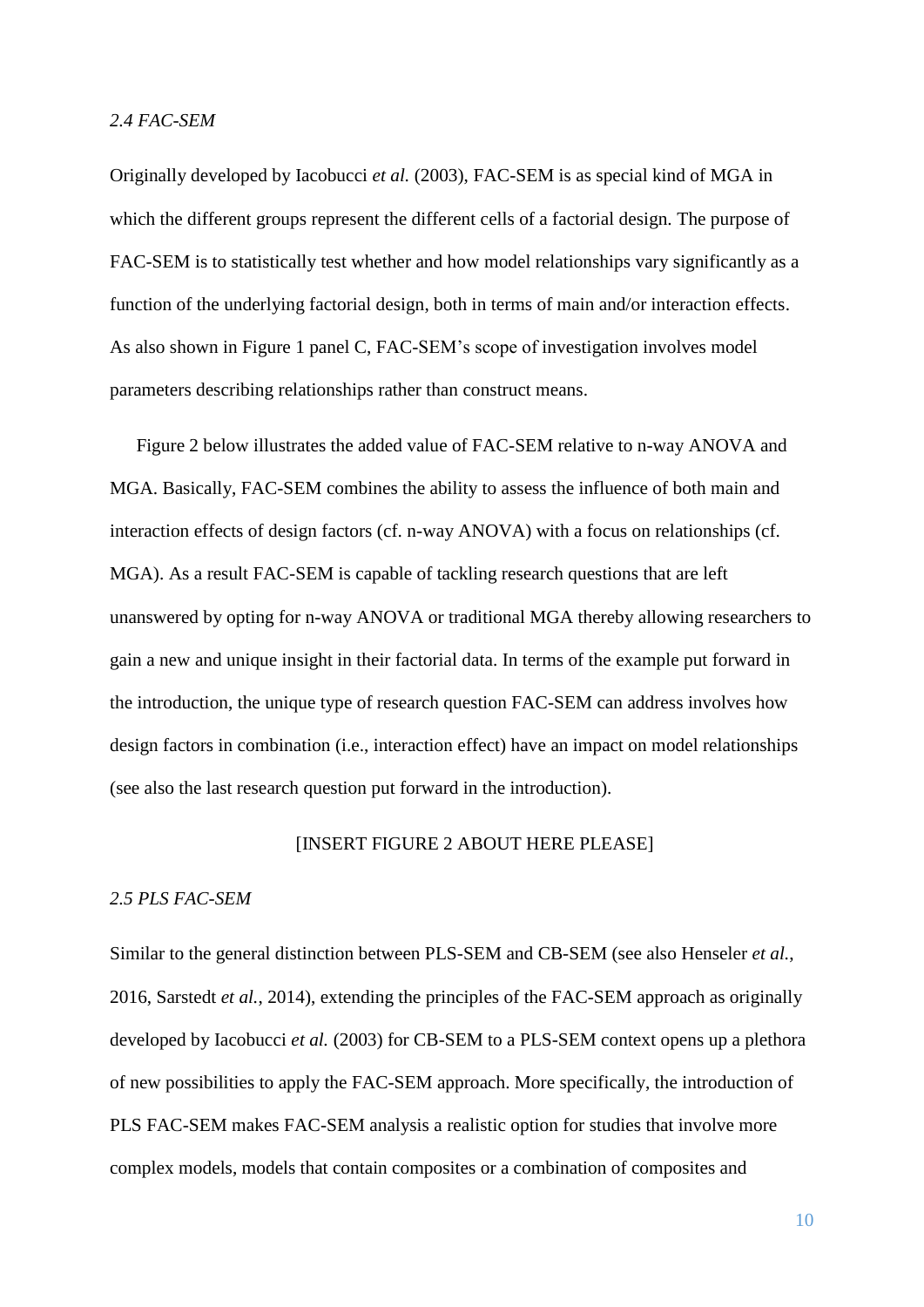### *2.4 FAC-SEM*

Originally developed by Iacobucci *et al.* (2003), FAC-SEM is as special kind of MGA in which the different groups represent the different cells of a factorial design. The purpose of FAC-SEM is to statistically test whether and how model relationships vary significantly as a function of the underlying factorial design, both in terms of main and/or interaction effects. As also shown in Figure 1 panel C, FAC-SEM's scope of investigation involves model parameters describing relationships rather than construct means.

Figure 2 below illustrates the added value of FAC-SEM relative to n-way ANOVA and MGA. Basically, FAC-SEM combines the ability to assess the influence of both main and interaction effects of design factors (cf. n-way ANOVA) with a focus on relationships (cf. MGA). As a result FAC-SEM is capable of tackling research questions that are left unanswered by opting for n-way ANOVA or traditional MGA thereby allowing researchers to gain a new and unique insight in their factorial data. In terms of the example put forward in the introduction, the unique type of research question FAC-SEM can address involves how design factors in combination (i.e., interaction effect) have an impact on model relationships (see also the last research question put forward in the introduction).

[INSERT FIGURE 2 ABOUT HERE PLEASE]

### *2.5 PLS FAC-SEM*

Similar to the general distinction between PLS-SEM and CB-SEM (see also Henseler *et al.*, 2016, Sarstedt *et al.*, 2014), extending the principles of the FAC-SEM approach as originally developed by Iacobucci *et al.* (2003) for CB-SEM to a PLS-SEM context opens up a plethora of new possibilities to apply the FAC-SEM approach. More specifically, the introduction of PLS FAC-SEM makes FAC-SEM analysis a realistic option for studies that involve more complex models, models that contain composites or a combination of composites and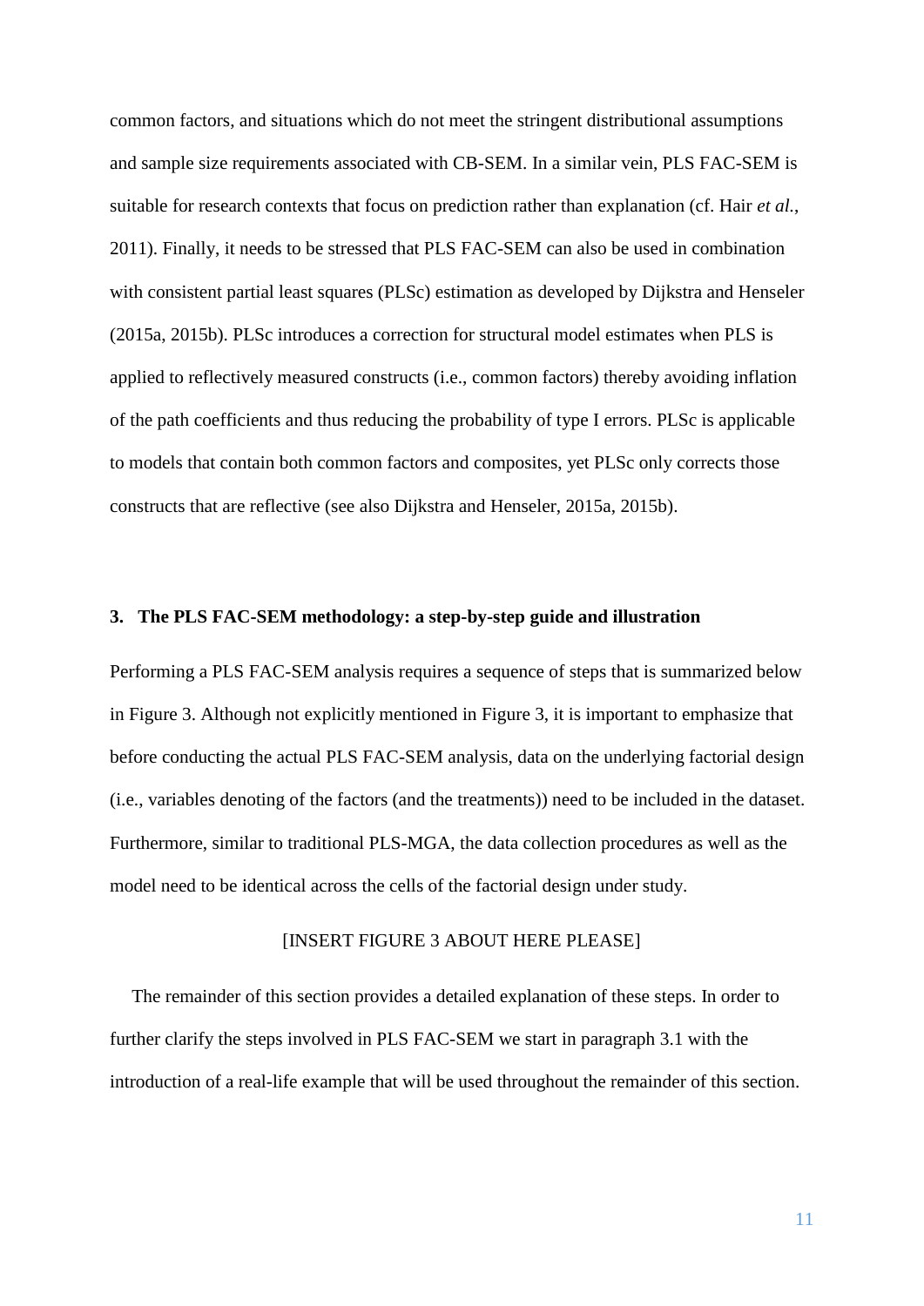common factors, and situations which do not meet the stringent distributional assumptions and sample size requirements associated with CB-SEM. In a similar vein, PLS FAC-SEM is suitable for research contexts that focus on prediction rather than explanation (cf. Hair *et al.*, 2011). Finally, it needs to be stressed that PLS FAC-SEM can also be used in combination with consistent partial least squares (PLSc) estimation as developed by Dijkstra and Henseler (2015a, 2015b). PLSc introduces a correction for structural model estimates when PLS is applied to reflectively measured constructs (i.e., common factors) thereby avoiding inflation of the path coefficients and thus reducing the probability of type I errors. PLSc is applicable to models that contain both common factors and composites, yet PLSc only corrects those constructs that are reflective (see also Dijkstra and Henseler, 2015a, 2015b).

## 3. The PLS FAC-SEM methodology: a step-by-step guide and illustration

Performing a PLS FAC-SEM analysis requires a sequence of steps that is summarized below in Figure 3. Although not explicitly mentioned in Figure 3, it is important to emphasize that before conducting the actual PLS FAC-SEM analysis, data on the underlying factorial design (i.e., variables denoting of the factors (and the treatments)) need to be included in the dataset. Furthermore, similar to traditional PLS-MGA, the data collection procedures as well as the model need to be identical across the cells of the factorial design under study.

[INSERT FIGURE 3 ABOUT HERE PLEASE]

The remainder of this section provides a detailed explanation of these steps. In order to further clarify the steps involved in PLS FAC-SEM we start in paragraph 3.1 with the introduction of a real-life example that will be used throughout the remainder of this section.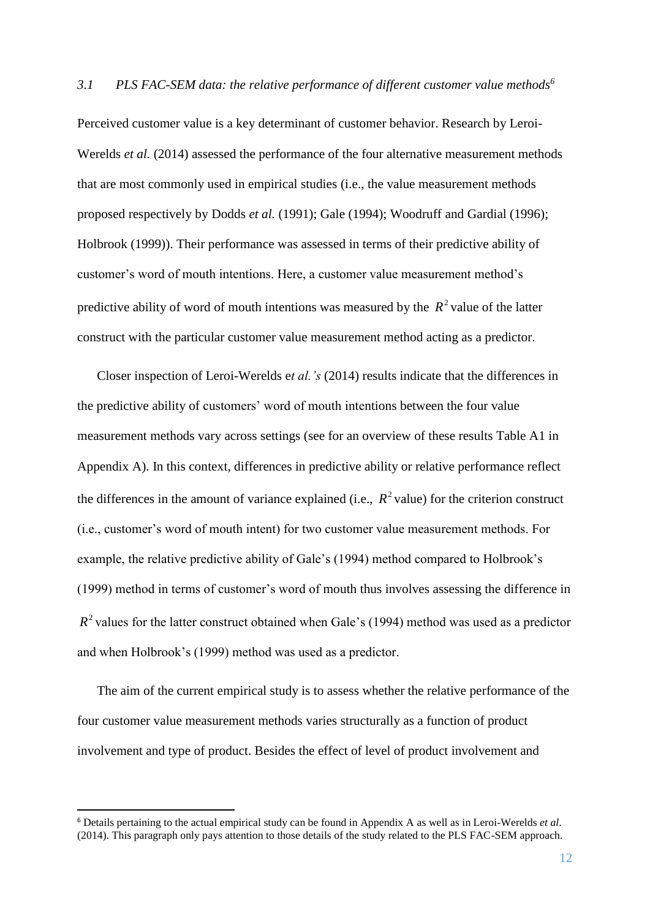### *3.1 PLS FAC-SEM data: the relative performance of different customer value methods*[6]

Perceived customer value is a key determinant of customer behavior. Research by Leroi-Werelds *et al.* (2014) assessed the performance of the four alternative measurement methods that are most commonly used in empirical studies (i.e., the value measurement methods proposed respectively by Dodds *et al.* (1991); Gale (1994); Woodruff and Gardial (1996); Holbrook (1999)). Their performance was assessed in terms of their predictive ability of customer's word of mouth intentions. Here, a customer value measurement method's predictive ability of word of mouth intentions was measured by the $R^2$ value of the latter construct with the particular customer value measurement method acting as a predictor.

Closer inspection of Leroi-Werelds e*t al.'s* (2014) results indicate that the differences in the predictive ability of customers' word of mouth intentions between the four value measurement methods vary across settings (see for an overview of these results Table A1 in Appendix A). In this context, differences in predictive ability or relative performance reflect the differences in the amount of variance explained (i.e., $R^2$ value) for the criterion construct (i.e., customer's word of mouth intent) for two customer value measurement methods. For example, the relative predictive ability of Gale's (1994) method compared to Holbrook's (1999) method in terms of customer's word of mouth thus involves assessing the difference in $R^2$ values for the latter construct obtained when Gale's (1994) method was used as a predictor and when Holbrook's (1999) method was used as a predictor.

The aim of the current empirical study is to assess whether the relative performance of the four customer value measurement methods varies structurally as a function of product involvement and type of product. Besides the effect of level of product involvement and

[6] Details pertaining to the actual empirical study can be found in Appendix A as well as in Leroi-Werelds *et al*. (2014). This paragraph only pays attention to those details of the study related to the PLS FAC-SEM approach.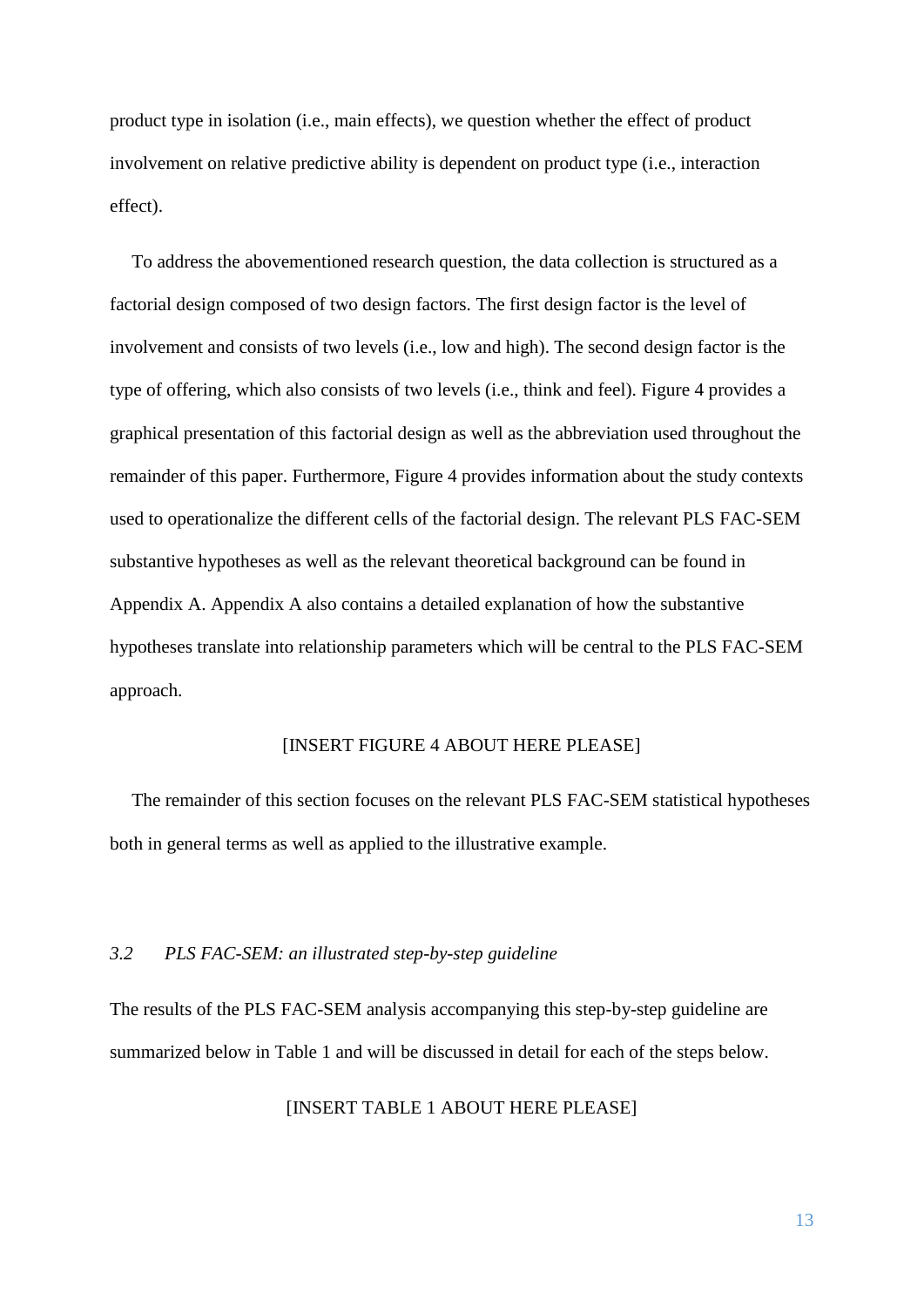product type in isolation (i.e., main effects), we question whether the effect of product involvement on relative predictive ability is dependent on product type (i.e., interaction effect).

To address the abovementioned research question, the data collection is structured as a factorial design composed of two design factors. The first design factor is the level of involvement and consists of two levels (i.e., low and high). The second design factor is the type of offering, which also consists of two levels (i.e., think and feel). Figure 4 provides a graphical presentation of this factorial design as well as the abbreviation used throughout the remainder of this paper. Furthermore, Figure 4 provides information about the study contexts used to operationalize the different cells of the factorial design. The relevant PLS FAC-SEM substantive hypotheses as well as the relevant theoretical background can be found in Appendix A. Appendix A also contains a detailed explanation of how the substantive hypotheses translate into relationship parameters which will be central to the PLS FAC-SEM approach.

[INSERT FIGURE 4 ABOUT HERE PLEASE]

The remainder of this section focuses on the relevant PLS FAC-SEM statistical hypotheses both in general terms as well as applied to the illustrative example.

### *3.2 PLS FAC-SEM: an illustrated step-by-step guideline*

The results of the PLS FAC-SEM analysis accompanying this step-by-step guideline are summarized below in Table 1 and will be discussed in detail for each of the steps below.

[INSERT TABLE 1 ABOUT HERE PLEASE]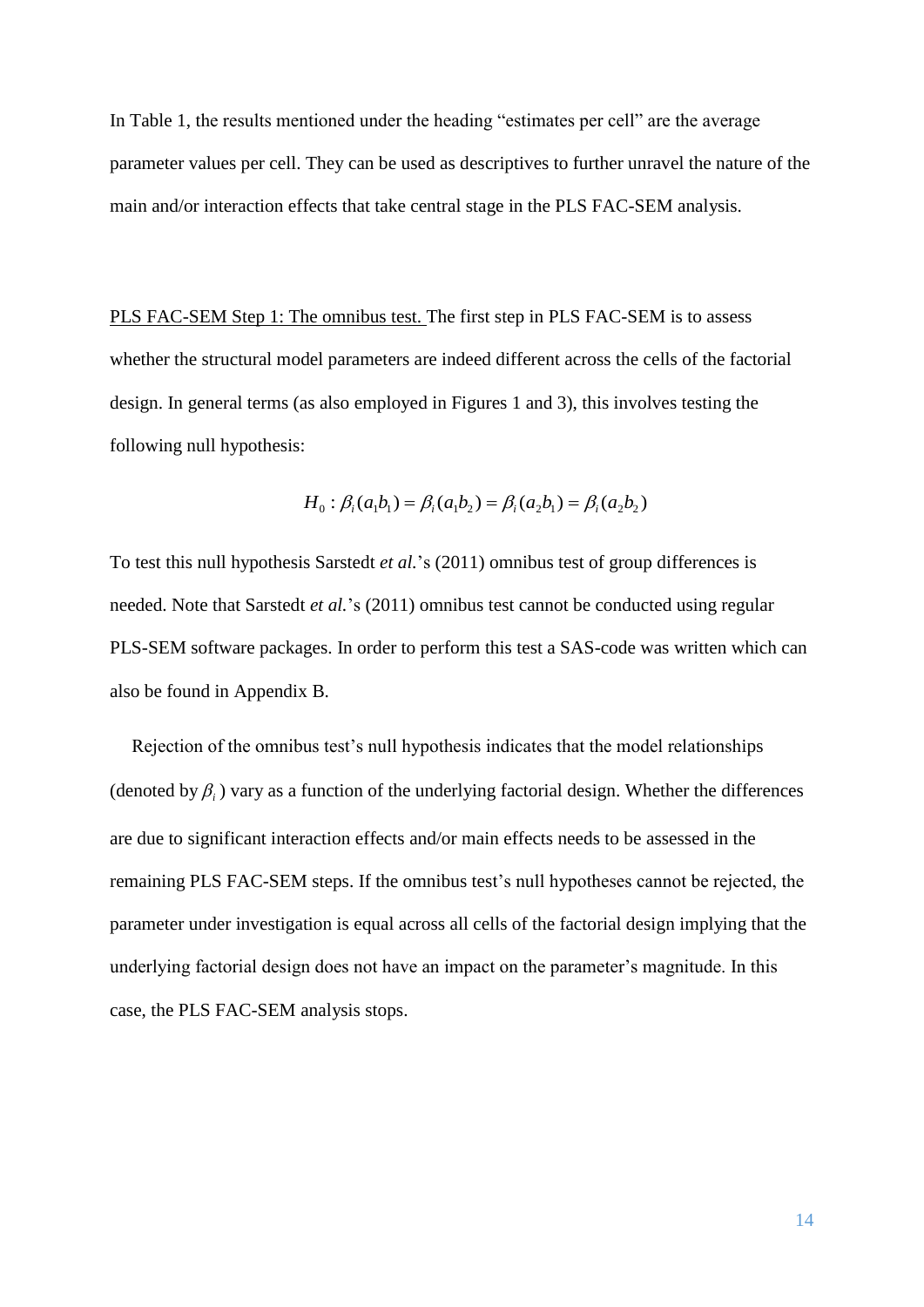In Table 1, the results mentioned under the heading "estimates per cell" are the average parameter values per cell. They can be used as descriptives to further unravel the nature of the main and/or interaction effects that take central stage in the PLS FAC-SEM analysis.

<u>PLS FAC-SEM Step 1: The omnibus test.</u> The first step in PLS FAC-SEM is to assess whether the structural model parameters are indeed different across the cells of the factorial design. In general terms (as also employed in Figures 1 and 3), this involves testing the following null hypothesis:

$$H_0 : \beta_i(a_1b_1) = \beta_i(a_1b_2) = \beta_i(a_2b_1) = \beta_i(a_2b_2)$$

To test this null hypothesis Sarstedt *et al.*'s (2011) omnibus test of group differences is needed. Note that Sarstedt *et al.*'s (2011) omnibus test cannot be conducted using regular PLS-SEM software packages. In order to perform this test a SAS-code was written which can also be found in Appendix B.

Rejection of the omnibus test's null hypothesis indicates that the model relationships (denoted by $\beta_i$) vary as a function of the underlying factorial design. Whether the differences are due to significant interaction effects and/or main effects needs to be assessed in the remaining PLS FAC-SEM steps. If the omnibus test's null hypotheses cannot be rejected, the parameter under investigation is equal across all cells of the factorial design implying that the underlying factorial design does not have an impact on the parameter's magnitude. In this case, the PLS FAC-SEM analysis stops.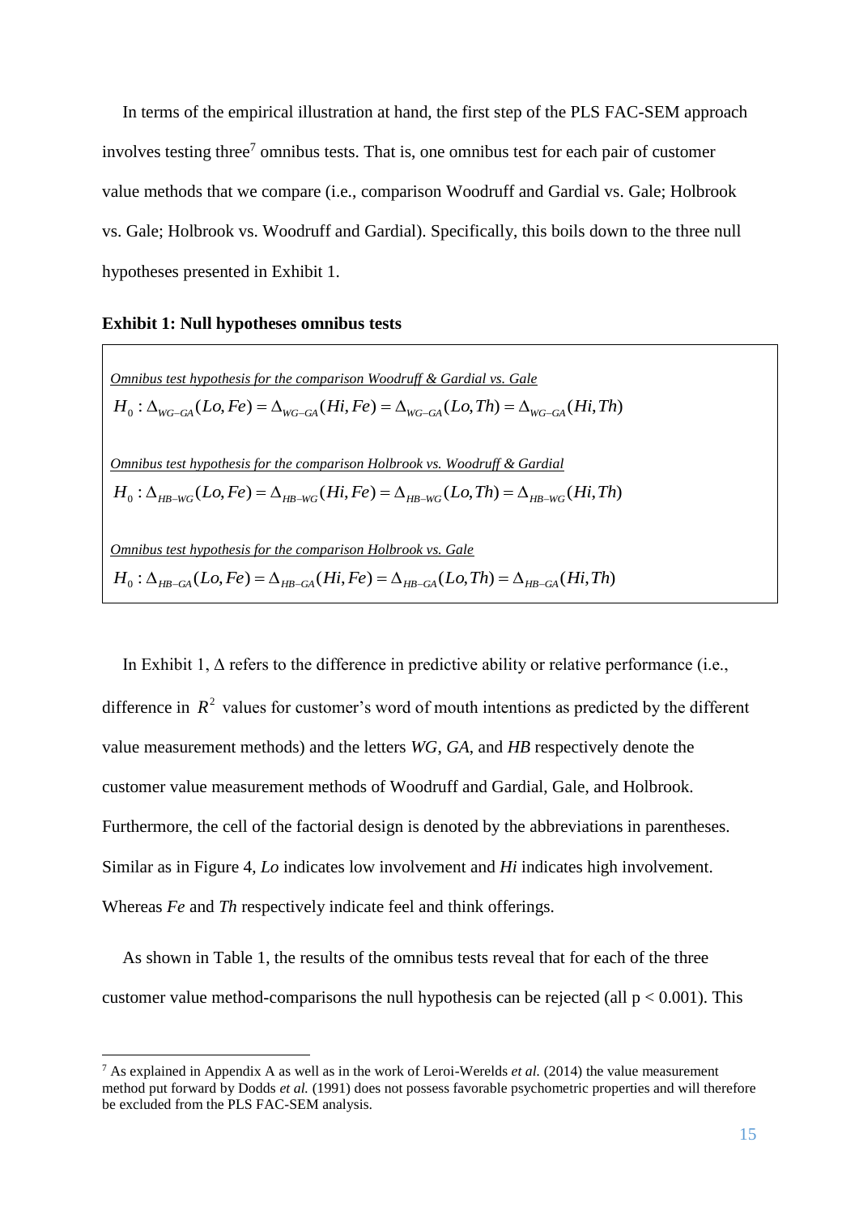In terms of the empirical illustration at hand, the first step of the PLS FAC-SEM approach involves testing three[7] omnibus tests. That is, one omnibus test for each pair of customer value methods that we compare (i.e., comparison Woodruff and Gardial vs. Gale; Holbrook vs. Gale; Holbrook vs. Woodruff and Gardial). Specifically, this boils down to the three null hypotheses presented in Exhibit 1.

**Exhibit 1: Null hypotheses omnibus tests**

*Omnibus test hypothesis for the comparison Woodruff & Gardial vs. Gale*

$$H_0 : \Delta_{WG-GA}(Lo, Fe) = \Delta_{WG-GA}(Hi, Fe) = \Delta_{WG-GA}(Lo, Th) = \Delta_{WG-GA}(Hi, Th)$$

*Omnibus test hypothesis for the comparison Holbrook vs. Woodruff & Gardial*

$$H_0 : \Delta_{HB-WG}(Lo, Fe) = \Delta_{HB-WG}(Hi, Fe) = \Delta_{HB-WG}(Lo, Th) = \Delta_{HB-WG}(Hi, Th)$$

*Omnibus test hypothesis for the comparison Holbrook vs. Gale*

$$H_0 : \Delta_{HB-GA}(Lo, Fe) = \Delta_{HB-GA}(Hi, Fe) = \Delta_{HB-GA}(Lo, Th) = \Delta_{HB-GA}(Hi, Th)$$

In Exhibit 1, $\Delta$ refers to the difference in predictive ability or relative performance (i.e., difference in $R^2$ values for customer's word of mouth intentions as predicted by the different value measurement methods) and the letters *WG*, *GA*, and *HB* respectively denote the customer value measurement methods of Woodruff and Gardial, Gale, and Holbrook. Furthermore, the cell of the factorial design is denoted by the abbreviations in parentheses. Similar as in Figure 4, *Lo* indicates low involvement and *Hi* indicates high involvement. Whereas *Fe* and *Th* respectively indicate feel and think offerings.

As shown in Table 1, the results of the omnibus tests reveal that for each of the three customer value method-comparisons the null hypothesis can be rejected (all $p < 0.001$). This

[7] As explained in Appendix A as well as in the work of Leroi-Werelds *et al.* (2014) the value measurement method put forward by Dodds *et al.* (1991) does not possess favorable psychometric properties and will therefore be excluded from the PLS FAC-SEM analysis.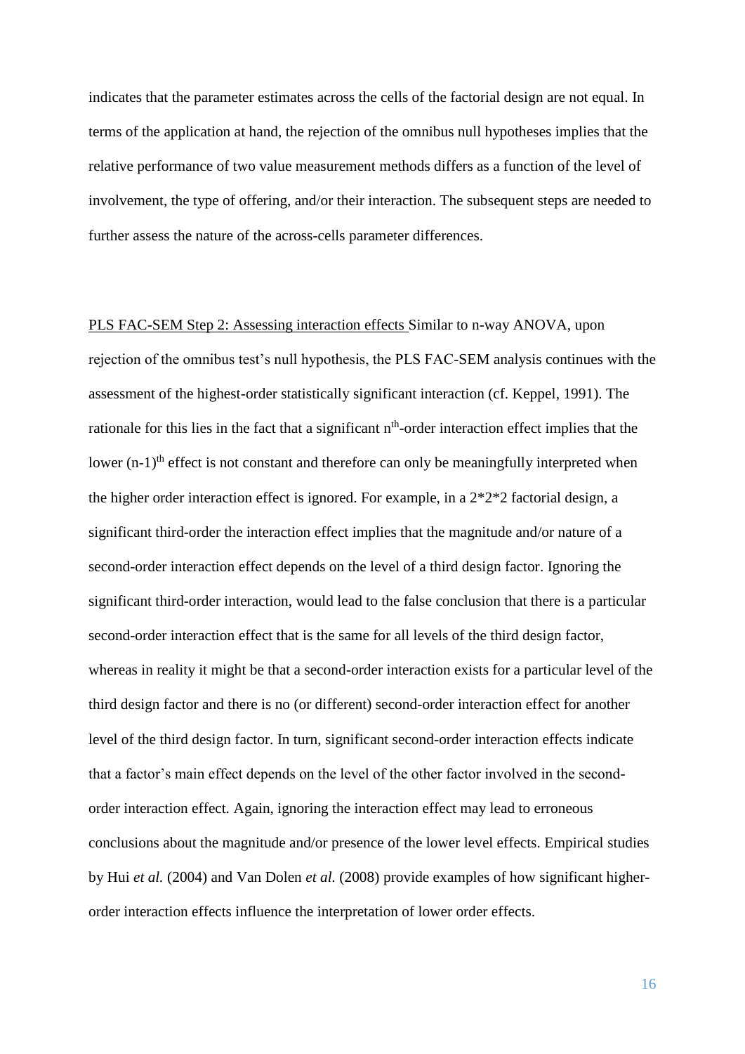indicates that the parameter estimates across the cells of the factorial design are not equal. In terms of the application at hand, the rejection of the omnibus null hypotheses implies that the relative performance of two value measurement methods differs as a function of the level of involvement, the type of offering, and/or their interaction. The subsequent steps are needed to further assess the nature of the across-cells parameter differences.

PLS FAC-SEM Step 2: Assessing interaction effects Similar to n-way ANOVA, upon rejection of the omnibus test's null hypothesis, the PLS FAC-SEM analysis continues with the assessment of the highest-order statistically significant interaction (cf. Keppel, 1991). The rationale for this lies in the fact that a significant $n^{th}$-order interaction effect implies that the lower $(n-1)^{th}$ effect is not constant and therefore can only be meaningfully interpreted when the higher order interaction effect is ignored. For example, in a 2*2*2 factorial design, a significant third-order the interaction effect implies that the magnitude and/or nature of a second-order interaction effect depends on the level of a third design factor. Ignoring the significant third-order interaction, would lead to the false conclusion that there is a particular second-order interaction effect that is the same for all levels of the third design factor, whereas in reality it might be that a second-order interaction exists for a particular level of the third design factor and there is no (or different) second-order interaction effect for another level of the third design factor. In turn, significant second-order interaction effects indicate that a factor's main effect depends on the level of the other factor involved in the second-order interaction effect. Again, ignoring the interaction effect may lead to erroneous conclusions about the magnitude and/or presence of the lower level effects. Empirical studies by Hui *et al.* (2004) and Van Dolen *et al.* (2008) provide examples of how significant higher-order interaction effects influence the interpretation of lower order effects.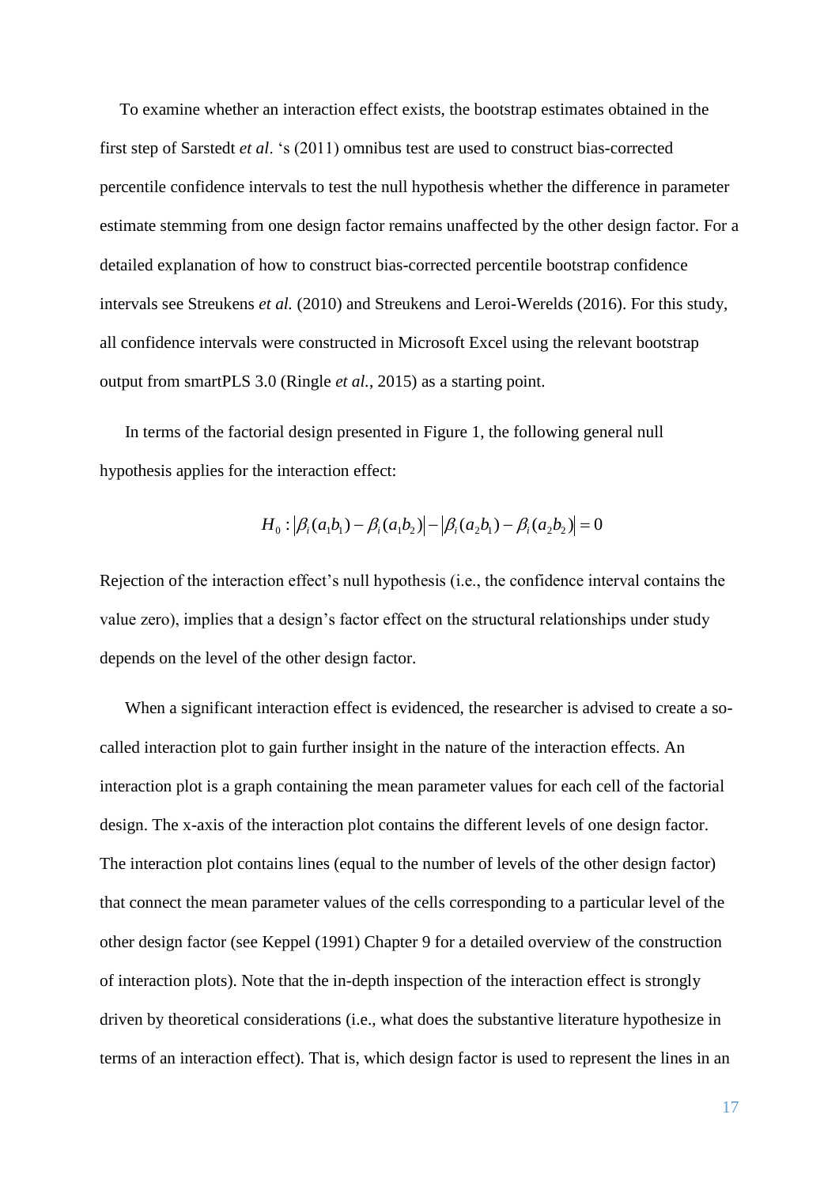To examine whether an interaction effect exists, the bootstrap estimates obtained in the first step of Sarstedt *et al*. 's (2011) omnibus test are used to construct bias-corrected percentile confidence intervals to test the null hypothesis whether the difference in parameter estimate stemming from one design factor remains unaffected by the other design factor. For a detailed explanation of how to construct bias-corrected percentile bootstrap confidence intervals see Streukens *et al.* (2010) and Streukens and Leroi-Werelds (2016). For this study, all confidence intervals were constructed in Microsoft Excel using the relevant bootstrap output from smartPLS 3.0 (Ringle *et al.*, 2015) as a starting point.

In terms of the factorial design presented in Figure 1, the following general null hypothesis applies for the interaction effect:

$$H_0 : \left|\beta_i(a_1b_1) - \beta_i(a_1b_2)\right| - \left|\beta_i(a_2b_1) - \beta_i(a_2b_2)\right| = 0$$

Rejection of the interaction effect's null hypothesis (i.e., the confidence interval contains the value zero), implies that a design's factor effect on the structural relationships under study depends on the level of the other design factor.

When a significant interaction effect is evidenced, the researcher is advised to create a so-called interaction plot to gain further insight in the nature of the interaction effects. An interaction plot is a graph containing the mean parameter values for each cell of the factorial design. The x-axis of the interaction plot contains the different levels of one design factor. The interaction plot contains lines (equal to the number of levels of the other design factor) that connect the mean parameter values of the cells corresponding to a particular level of the other design factor (see Keppel (1991) Chapter 9 for a detailed overview of the construction of interaction plots). Note that the in-depth inspection of the interaction effect is strongly driven by theoretical considerations (i.e., what does the substantive literature hypothesize in terms of an interaction effect). That is, which design factor is used to represent the lines in an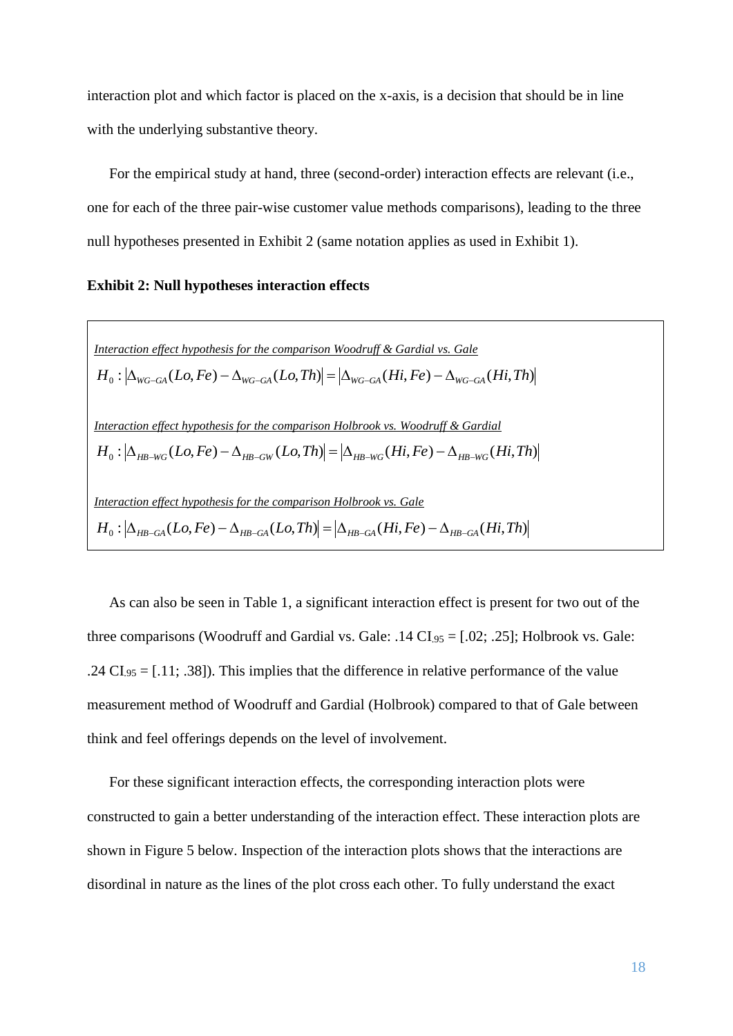interaction plot and which factor is placed on the x-axis, is a decision that should be in line with the underlying substantive theory.

For the empirical study at hand, three (second-order) interaction effects are relevant (i.e., one for each of the three pair-wise customer value methods comparisons), leading to the three null hypotheses presented in Exhibit 2 (same notation applies as used in Exhibit 1).

**Exhibit 2: Null hypotheses interaction effects**

*Interaction effect hypothesis for the comparison Woodruff & Gardial vs. Gale*

$$H_0 : \left|\Delta_{WG-GA}(Lo, Fe) - \Delta_{WG-GA}(Lo, Th)\right| = \left|\Delta_{WG-GA}(Hi, Fe) - \Delta_{WG-GA}(Hi, Th)\right|$$

*Interaction effect hypothesis for the comparison Holbrook vs. Woodruff & Gardial*

$$H_0 : \left|\Delta_{HB-WG}(Lo, Fe) - \Delta_{HB-GW}(Lo, Th)\right| = \left|\Delta_{HB-WG}(Hi, Fe) - \Delta_{HB-WG}(Hi, Th)\right|$$

*Interaction effect hypothesis for the comparison Holbrook vs. Gale*

$$H_0 : \left|\Delta_{HB-GA}(Lo, Fe) - \Delta_{HB-GA}(Lo, Th)\right| = \left|\Delta_{HB-GA}(Hi, Fe) - \Delta_{HB-GA}(Hi, Th)\right|$$

As can also be seen in Table 1, a significant interaction effect is present for two out of the three comparisons (Woodruff and Gardial vs. Gale: .14 $CI_{.95}$ = [.02; .25]; Holbrook vs. Gale: .24 $CI_{.95}$ = [.11; .38]). This implies that the difference in relative performance of the value measurement method of Woodruff and Gardial (Holbrook) compared to that of Gale between think and feel offerings depends on the level of involvement.

For these significant interaction effects, the corresponding interaction plots were constructed to gain a better understanding of the interaction effect. These interaction plots are shown in Figure 5 below. Inspection of the interaction plots shows that the interactions are disordinal in nature as the lines of the plot cross each other. To fully understand the exact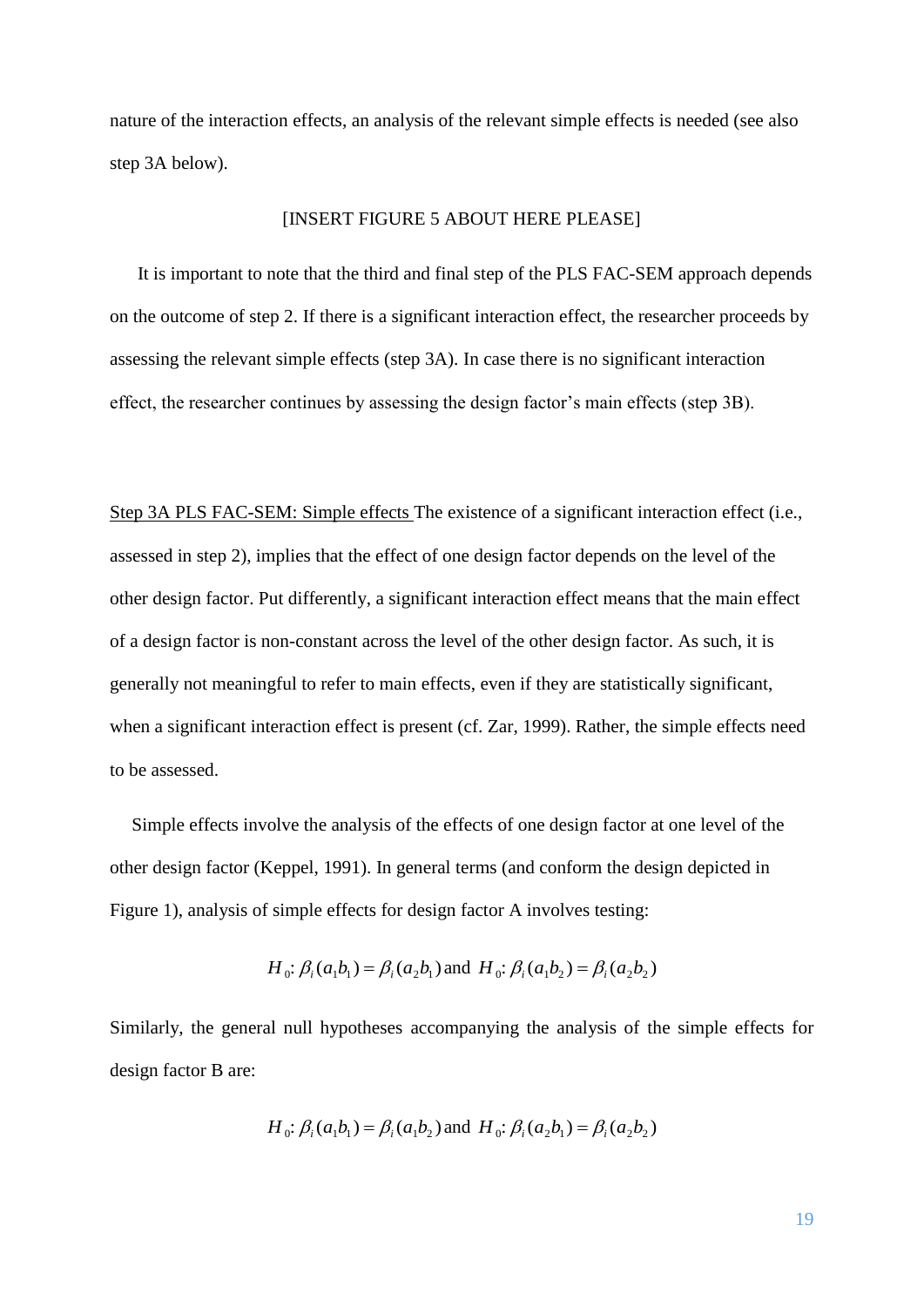nature of the interaction effects, an analysis of the relevant simple effects is needed (see also step 3A below).

[INSERT FIGURE 5 ABOUT HERE PLEASE]

It is important to note that the third and final step of the PLS FAC-SEM approach depends on the outcome of step 2. If there is a significant interaction effect, the researcher proceeds by assessing the relevant simple effects (step 3A). In case there is no significant interaction effect, the researcher continues by assessing the design factor's main effects (step 3B).

<u>Step 3A PLS FAC-SEM: Simple effects</u> The existence of a significant interaction effect (i.e., assessed in step 2), implies that the effect of one design factor depends on the level of the other design factor. Put differently, a significant interaction effect means that the main effect of a design factor is non-constant across the level of the other design factor. As such, it is generally not meaningful to refer to main effects, even if they are statistically significant, when a significant interaction effect is present (cf. Zar, 1999). Rather, the simple effects need to be assessed.

Simple effects involve the analysis of the effects of one design factor at one level of the other design factor (Keppel, 1991). In general terms (and conform the design depicted in Figure 1), analysis of simple effects for design factor A involves testing:

$$H_0\text{: } \beta_i(a_1b_1) = \beta_i(a_2b_1) \text{ and } H_0\text{: } \beta_i(a_1b_2) = \beta_i(a_2b_2)$$

Similarly, the general null hypotheses accompanying the analysis of the simple effects for design factor B are:

$$H_0\text{: } \beta_i(a_1b_1) = \beta_i(a_1b_2) \text{ and } H_0\text{: } \beta_i(a_2b_1) = \beta_i(a_2b_2)$$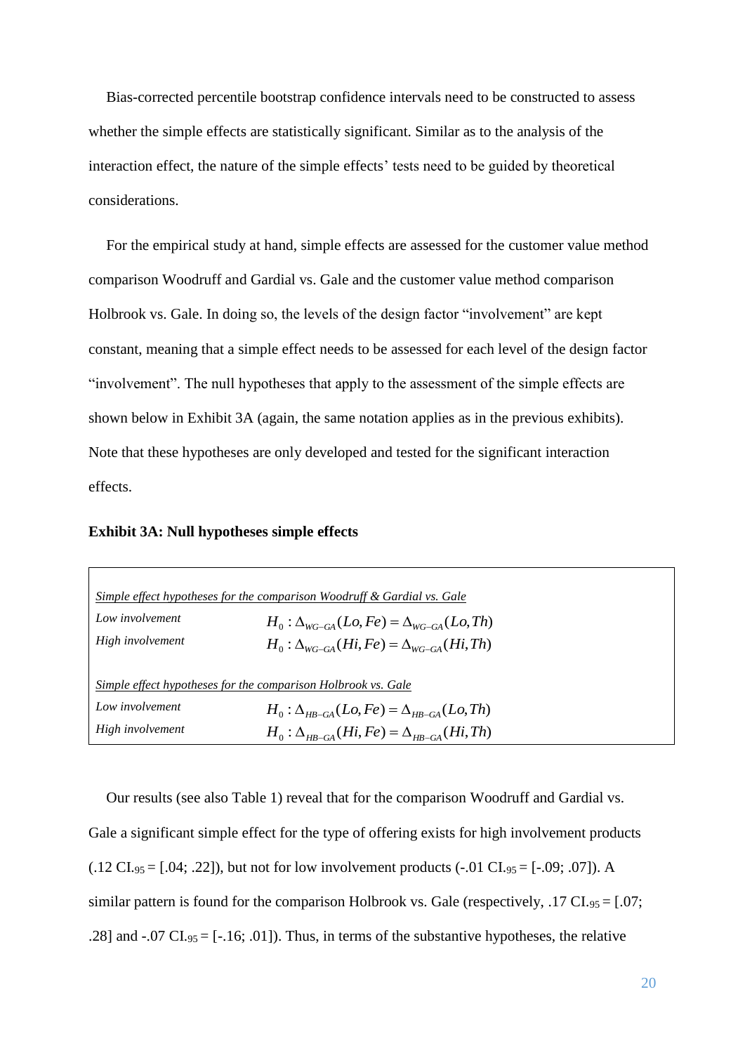Bias-corrected percentile bootstrap confidence intervals need to be constructed to assess whether the simple effects are statistically significant. Similar as to the analysis of the interaction effect, the nature of the simple effects' tests need to be guided by theoretical considerations.

For the empirical study at hand, simple effects are assessed for the customer value method comparison Woodruff and Gardial vs. Gale and the customer value method comparison Holbrook vs. Gale. In doing so, the levels of the design factor "involvement" are kept constant, meaning that a simple effect needs to be assessed for each level of the design factor "involvement". The null hypotheses that apply to the assessment of the simple effects are shown below in Exhibit 3A (again, the same notation applies as in the previous exhibits). Note that these hypotheses are only developed and tested for the significant interaction effects.

**Exhibit 3A: Null hypotheses simple effects**

*Simple effect hypotheses for the comparison Woodruff & Gardial vs. Gale*

| | |
|---|---|
| *Low involvement* | $H_0 : \Delta_{WG-GA}(Lo, Fe) = \Delta_{WG-GA}(Lo, Th)$ |
| *High involvement* | $H_0 : \Delta_{WG-GA}(Hi, Fe) = \Delta_{WG-GA}(Hi, Th)$ |

*Simple effect hypotheses for the comparison Holbrook vs. Gale*

| | |
|---|---|
| *Low involvement* | $H_0 : \Delta_{HB-GA}(Lo, Fe) = \Delta_{HB-GA}(Lo, Th)$ |
| *High involvement* | $H_0 : \Delta_{HB-GA}(Hi, Fe) = \Delta_{HB-GA}(Hi, Th)$ |

Our results (see also Table 1) reveal that for the comparison Woodruff and Gardial vs. Gale a significant simple effect for the type of offering exists for high involvement products (.12 $CI_{.95}$ = [.04; .22]), but not for low involvement products (-.01 $CI_{.95}$ = [-.09; .07]). A similar pattern is found for the comparison Holbrook vs. Gale (respectively, .17 $CI_{.95}$ = [.07; .28] and -.07 $CI_{.95}$ = [-.16; .01]). Thus, in terms of the substantive hypotheses, the relative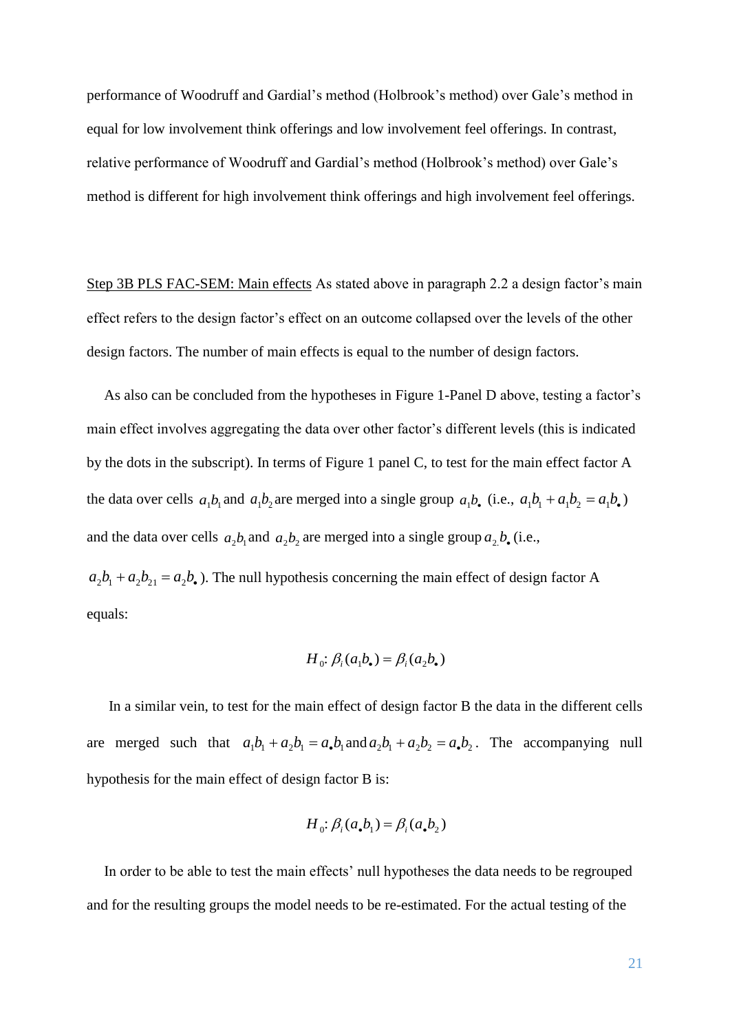performance of Woodruff and Gardial's method (Holbrook's method) over Gale's method in equal for low involvement think offerings and low involvement feel offerings. In contrast, relative performance of Woodruff and Gardial's method (Holbrook's method) over Gale's method is different for high involvement think offerings and high involvement feel offerings.

Step 3B PLS FAC-SEM: Main effects As stated above in paragraph 2.2 a design factor's main effect refers to the design factor's effect on an outcome collapsed over the levels of the other design factors. The number of main effects is equal to the number of design factors.

As also can be concluded from the hypotheses in Figure 1-Panel D above, testing a factor's main effect involves aggregating the data over other factor's different levels (this is indicated by the dots in the subscript). In terms of Figure 1 panel C, to test for the main effect factor A the data over cells $a_1b_1$ and $a_1b_2$ are merged into a single group $a_1b_\bullet$ (i.e., $a_1b_1 + a_1b_2 = a_1b_\bullet$) and the data over cells $a_2b_1$ and $a_2b_2$ are merged into a single group $a_{2.}b_\bullet$ (i.e., $a_2b_1 + a_2b_{21} = a_2b_\bullet$). The null hypothesis concerning the main effect of design factor A equals:

$$H_0\colon \beta_i(a_1b_\bullet) = \beta_i(a_2b_\bullet)$$

In a similar vein, to test for the main effect of design factor B the data in the different cells are merged such that $a_1b_1 + a_2b_1 = a_\bullet b_1$ and $a_2b_1 + a_2b_2 = a_\bullet b_2$. The accompanying null hypothesis for the main effect of design factor B is:

$$H_0\colon \beta_i(a_\bullet b_1) = \beta_i(a_\bullet b_2)$$

In order to be able to test the main effects' null hypotheses the data needs to be regrouped and for the resulting groups the model needs to be re-estimated. For the actual testing of the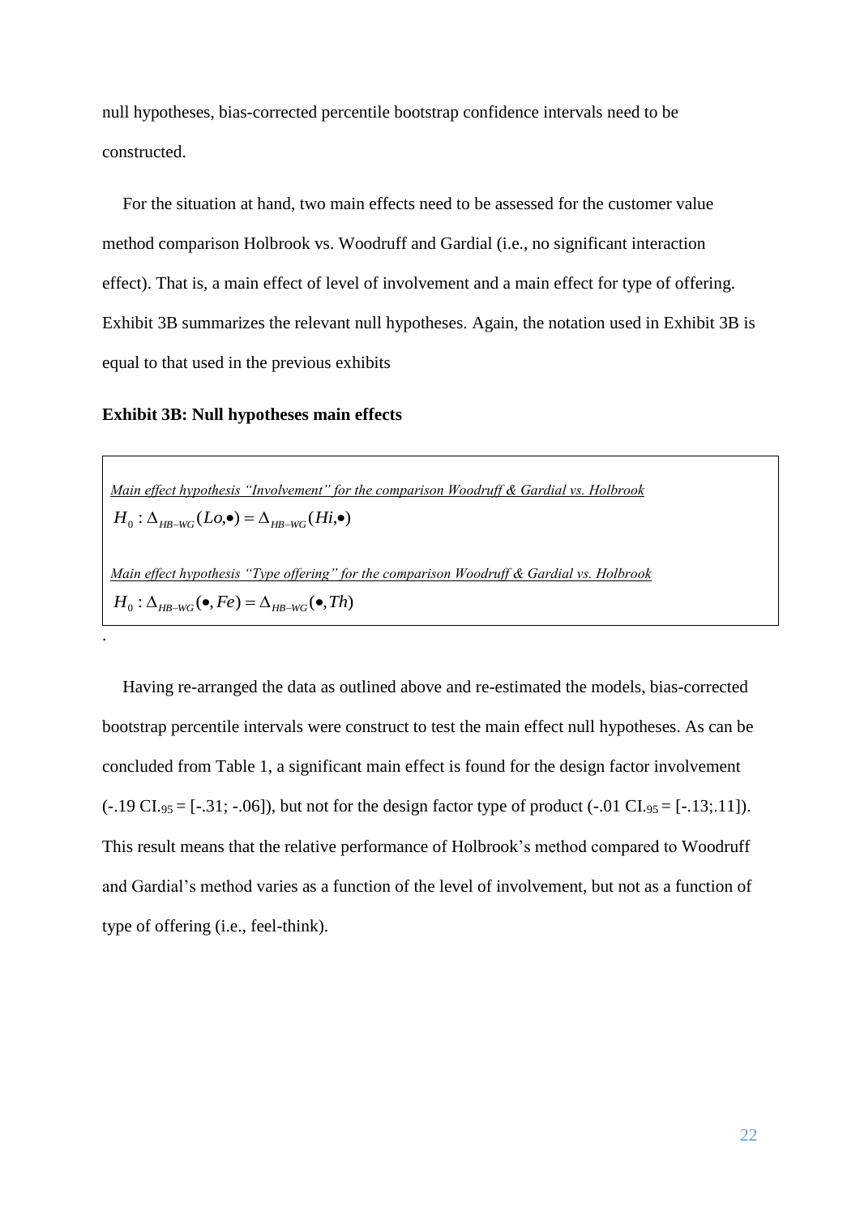null hypotheses, bias-corrected percentile bootstrap confidence intervals need to be constructed.

For the situation at hand, two main effects need to be assessed for the customer value method comparison Holbrook vs. Woodruff and Gardial (i.e., no significant interaction effect). That is, a main effect of level of involvement and a main effect for type of offering. Exhibit 3B summarizes the relevant null hypotheses. Again, the notation used in Exhibit 3B is equal to that used in the previous exhibits

**Exhibit 3B: Null hypotheses main effects**

<u>*Main effect hypothesis "Involvement" for the comparison Woodruff & Gardial vs. Holbrook*</u>

$$H_0 : \Delta_{HB-WG}(Lo,\bullet) = \Delta_{HB-WG}(Hi,\bullet)$$

<u>*Main effect hypothesis "Type offering" for the comparison Woodruff & Gardial vs. Holbrook*</u>

$$H_0 : \Delta_{HB-WG}(\bullet, Fe) = \Delta_{HB-WG}(\bullet, Th)$$

.

Having re-arranged the data as outlined above and re-estimated the models, bias-corrected bootstrap percentile intervals were construct to test the main effect null hypotheses. As can be concluded from Table 1, a significant main effect is found for the design factor involvement (-.19 $CI_{.95}$ = [-.31; -.06]), but not for the design factor type of product (-.01 $CI_{.95}$ = [-.13;.11]). This result means that the relative performance of Holbrook's method compared to Woodruff and Gardial's method varies as a function of the level of involvement, but not as a function of type of offering (i.e., feel-think).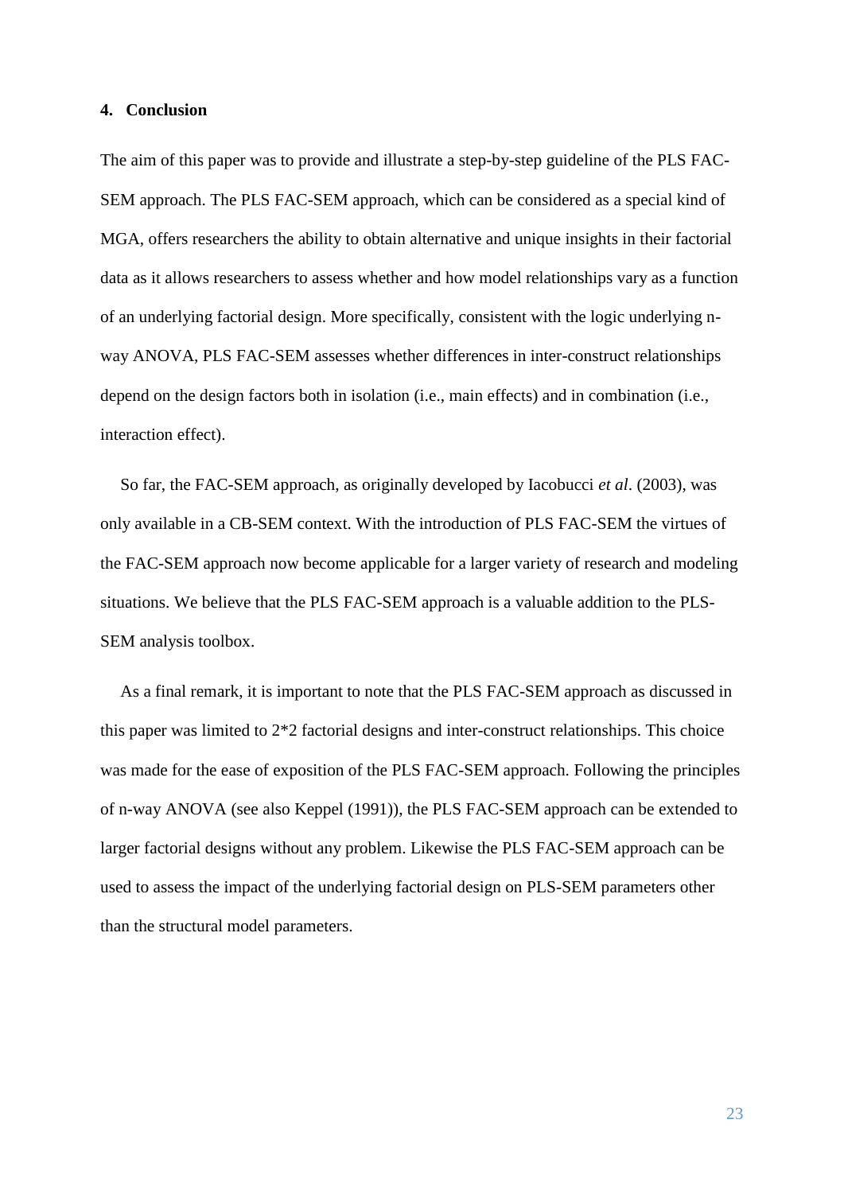## 4. Conclusion

The aim of this paper was to provide and illustrate a step-by-step guideline of the PLS FAC-SEM approach. The PLS FAC-SEM approach, which can be considered as a special kind of MGA, offers researchers the ability to obtain alternative and unique insights in their factorial data as it allows researchers to assess whether and how model relationships vary as a function of an underlying factorial design. More specifically, consistent with the logic underlying n-way ANOVA, PLS FAC-SEM assesses whether differences in inter-construct relationships depend on the design factors both in isolation (i.e., main effects) and in combination (i.e., interaction effect).

So far, the FAC-SEM approach, as originally developed by Iacobucci *et al*. (2003), was only available in a CB-SEM context. With the introduction of PLS FAC-SEM the virtues of the FAC-SEM approach now become applicable for a larger variety of research and modeling situations. We believe that the PLS FAC-SEM approach is a valuable addition to the PLS-SEM analysis toolbox.

As a final remark, it is important to note that the PLS FAC-SEM approach as discussed in this paper was limited to 2*2 factorial designs and inter-construct relationships. This choice was made for the ease of exposition of the PLS FAC-SEM approach. Following the principles of n-way ANOVA (see also Keppel (1991)), the PLS FAC-SEM approach can be extended to larger factorial designs without any problem. Likewise the PLS FAC-SEM approach can be used to assess the impact of the underlying factorial design on PLS-SEM parameters other than the structural model parameters.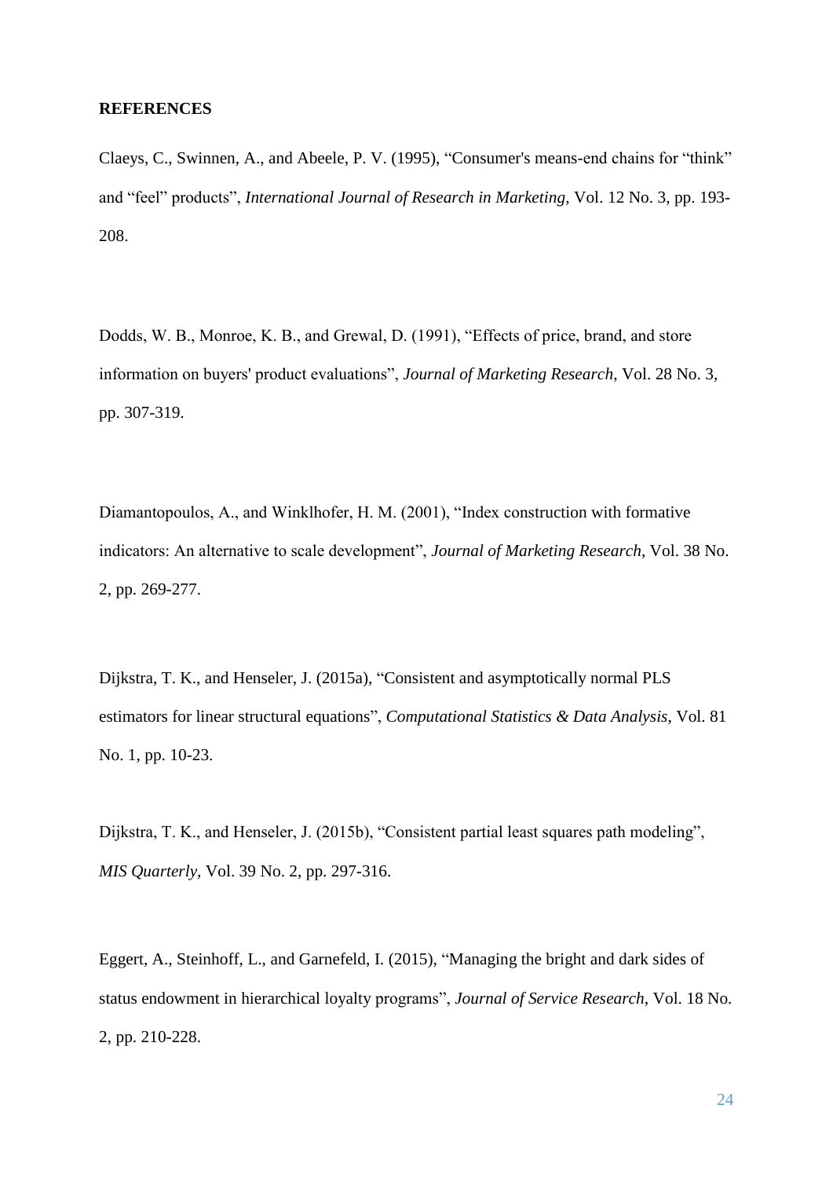**REFERENCES**

Claeys, C., Swinnen, A., and Abeele, P. V. (1995), "Consumer's means-end chains for "think" and "feel" products", *International Journal of Research in Marketing*, Vol. 12 No. 3, pp. 193-208.

Dodds, W. B., Monroe, K. B., and Grewal, D. (1991), "Effects of price, brand, and store information on buyers' product evaluations", *Journal of Marketing Research*, Vol. 28 No. 3, pp. 307-319.

Diamantopoulos, A., and Winklhofer, H. M. (2001), "Index construction with formative indicators: An alternative to scale development", *Journal of Marketing Research*, Vol. 38 No. 2, pp. 269-277.

Dijkstra, T. K., and Henseler, J. (2015a), "Consistent and asymptotically normal PLS estimators for linear structural equations", *Computational Statistics & Data Analysis*, Vol. 81 No. 1, pp. 10-23.

Dijkstra, T. K., and Henseler, J. (2015b), "Consistent partial least squares path modeling", *MIS Quarterly*, Vol. 39 No. 2, pp. 297-316.

Eggert, A., Steinhoff, L., and Garnefeld, I. (2015), "Managing the bright and dark sides of status endowment in hierarchical loyalty programs", *Journal of Service Research*, Vol. 18 No. 2, pp. 210-228.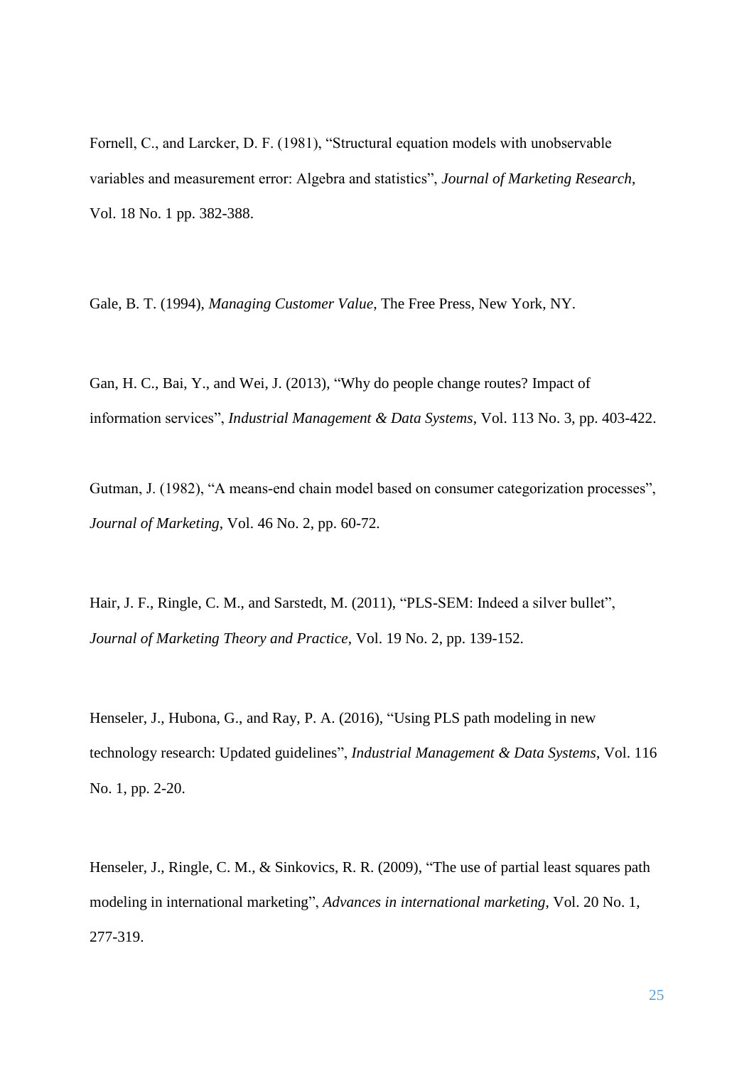Fornell, C., and Larcker, D. F. (1981), "Structural equation models with unobservable variables and measurement error: Algebra and statistics", *Journal of Marketing Research*, Vol. 18 No. 1 pp. 382-388.

Gale, B. T. (1994), *Managing Customer Value*, The Free Press, New York, NY.

Gan, H. C., Bai, Y., and Wei, J. (2013), "Why do people change routes? Impact of information services", *Industrial Management & Data Systems*, Vol. 113 No. 3, pp. 403-422.

Gutman, J. (1982), "A means-end chain model based on consumer categorization processes", *Journal of Marketing*, Vol. 46 No. 2, pp. 60-72.

Hair, J. F., Ringle, C. M., and Sarstedt, M. (2011), "PLS-SEM: Indeed a silver bullet", *Journal of Marketing Theory and Practice*, Vol. 19 No. 2, pp. 139-152.

Henseler, J., Hubona, G., and Ray, P. A. (2016), "Using PLS path modeling in new technology research: Updated guidelines", *Industrial Management & Data Systems*, Vol. 116 No. 1, pp. 2-20.

Henseler, J., Ringle, C. M., & Sinkovics, R. R. (2009), "The use of partial least squares path modeling in international marketing", *Advances in international marketing*, Vol. 20 No. 1, 277-319.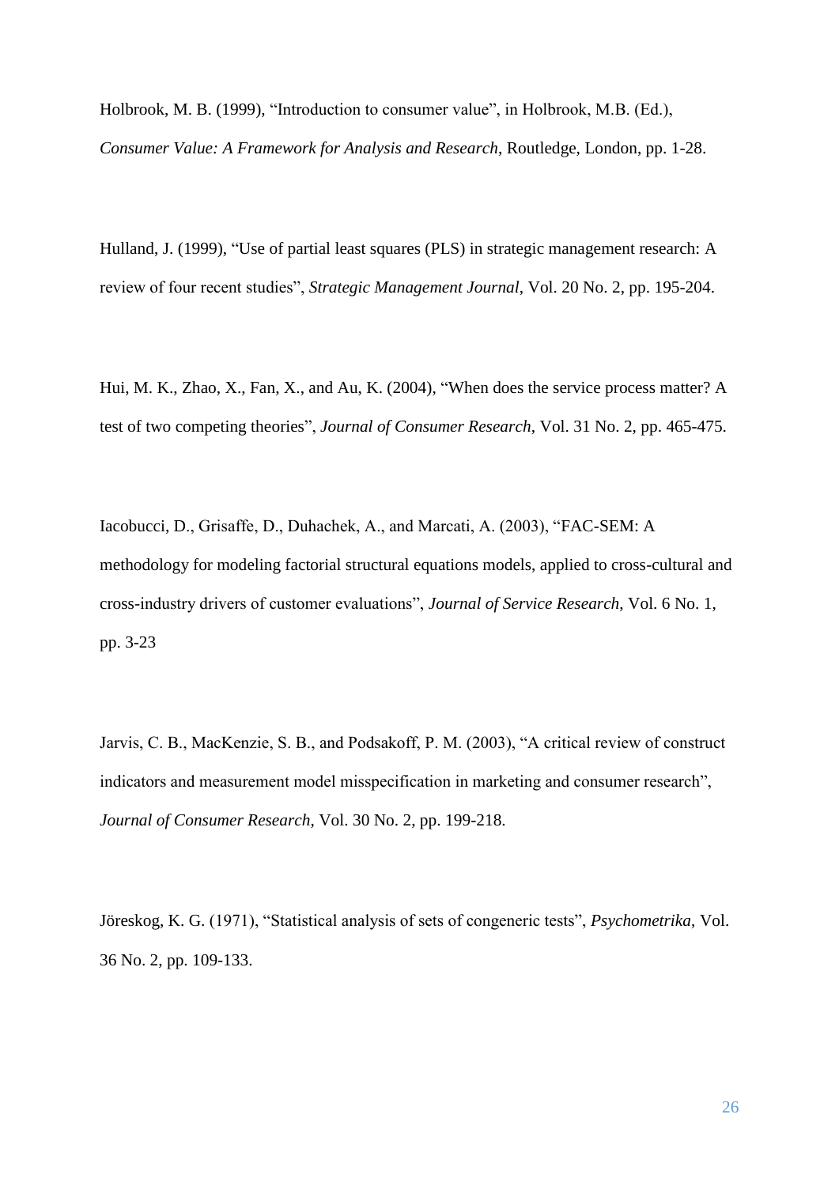Holbrook, M. B. (1999), “Introduction to consumer value”, in Holbrook, M.B. (Ed.), *Consumer Value: A Framework for Analysis and Research*, Routledge, London, pp. 1-28.

Hulland, J. (1999), “Use of partial least squares (PLS) in strategic management research: A review of four recent studies”, *Strategic Management Journal*, Vol. 20 No. 2, pp. 195-204.

Hui, M. K., Zhao, X., Fan, X., and Au, K. (2004), “When does the service process matter? A test of two competing theories”, *Journal of Consumer Research*, Vol. 31 No. 2, pp. 465-475.

Iacobucci, D., Grisaffe, D., Duhachek, A., and Marcati, A. (2003), “FAC-SEM: A methodology for modeling factorial structural equations models, applied to cross-cultural and cross-industry drivers of customer evaluations”, *Journal of Service Research*, Vol. 6 No. 1, pp. 3-23

Jarvis, C. B., MacKenzie, S. B., and Podsakoff, P. M. (2003), “A critical review of construct indicators and measurement model misspecification in marketing and consumer research”, *Journal of Consumer Research*, Vol. 30 No. 2, pp. 199-218.

Jöreskog, K. G. (1971), “Statistical analysis of sets of congeneric tests”, *Psychometrika*, Vol. 36 No. 2, pp. 109-133.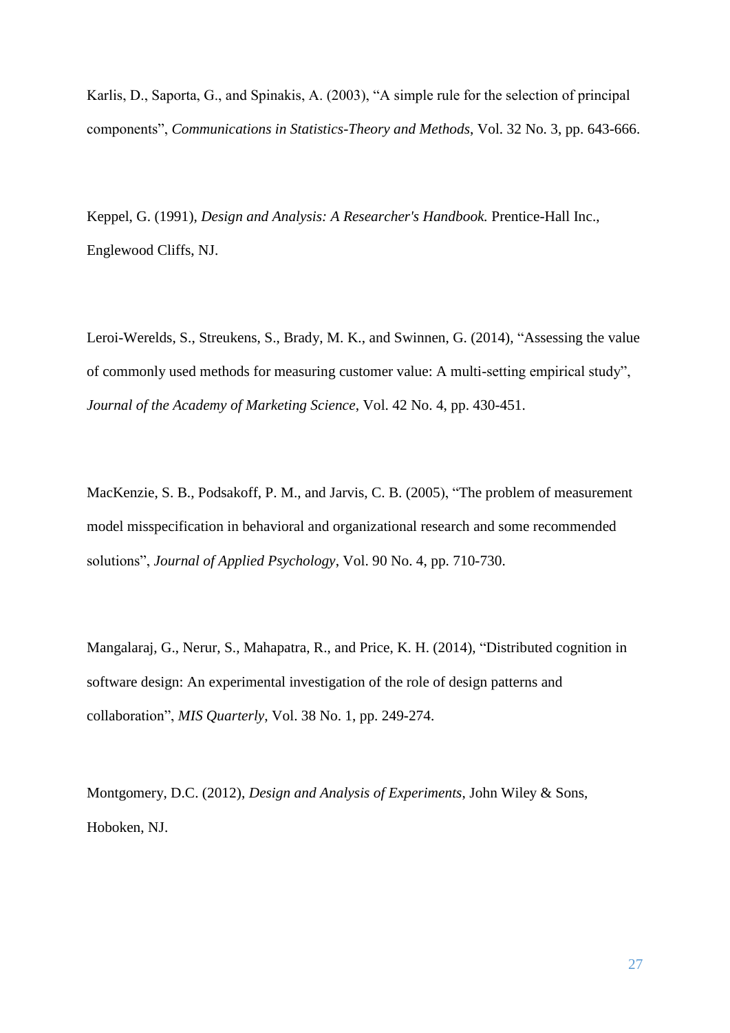Karlis, D., Saporta, G., and Spinakis, A. (2003), “A simple rule for the selection of principal components”, *Communications in Statistics-Theory and Methods*, Vol. 32 No. 3, pp. 643-666.

Keppel, G. (1991), *Design and Analysis: A Researcher's Handbook.* Prentice-Hall Inc., Englewood Cliffs, NJ.

Leroi-Werelds, S., Streukens, S., Brady, M. K., and Swinnen, G. (2014), “Assessing the value of commonly used methods for measuring customer value: A multi-setting empirical study”, *Journal of the Academy of Marketing Science*, Vol. 42 No. 4, pp. 430-451.

MacKenzie, S. B., Podsakoff, P. M., and Jarvis, C. B. (2005), “The problem of measurement model misspecification in behavioral and organizational research and some recommended solutions”, *Journal of Applied Psychology*, Vol. 90 No. 4, pp. 710-730.

Mangalaraj, G., Nerur, S., Mahapatra, R., and Price, K. H. (2014), “Distributed cognition in software design: An experimental investigation of the role of design patterns and collaboration”, *MIS Quarterly*, Vol. 38 No. 1, pp. 249-274.

Montgomery, D.C. (2012), *Design and Analysis of Experiments*, John Wiley & Sons, Hoboken, NJ.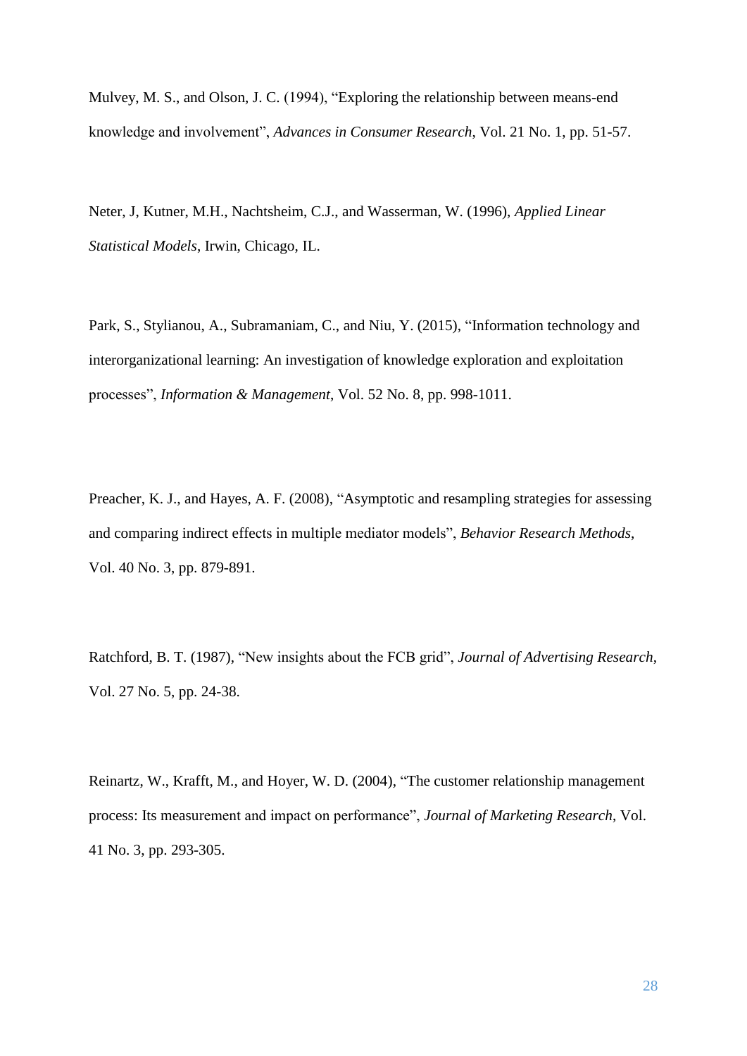Mulvey, M. S., and Olson, J. C. (1994), “Exploring the relationship between means-end knowledge and involvement”, *Advances in Consumer Research*, Vol. 21 No. 1, pp. 51-57.

Neter, J, Kutner, M.H., Nachtsheim, C.J., and Wasserman, W. (1996), *Applied Linear Statistical Models*, Irwin, Chicago, IL.

Park, S., Stylianou, A., Subramaniam, C., and Niu, Y. (2015), “Information technology and interorganizational learning: An investigation of knowledge exploration and exploitation processes”, *Information & Management*, Vol. 52 No. 8, pp. 998-1011.

Preacher, K. J., and Hayes, A. F. (2008), “Asymptotic and resampling strategies for assessing and comparing indirect effects in multiple mediator models”, *Behavior Research Methods*, Vol. 40 No. 3, pp. 879-891.

Ratchford, B. T. (1987), “New insights about the FCB grid”, *Journal of Advertising Research*, Vol. 27 No. 5, pp. 24-38.

Reinartz, W., Krafft, M., and Hoyer, W. D. (2004), “The customer relationship management process: Its measurement and impact on performance”, *Journal of Marketing Research*, Vol. 41 No. 3, pp. 293-305.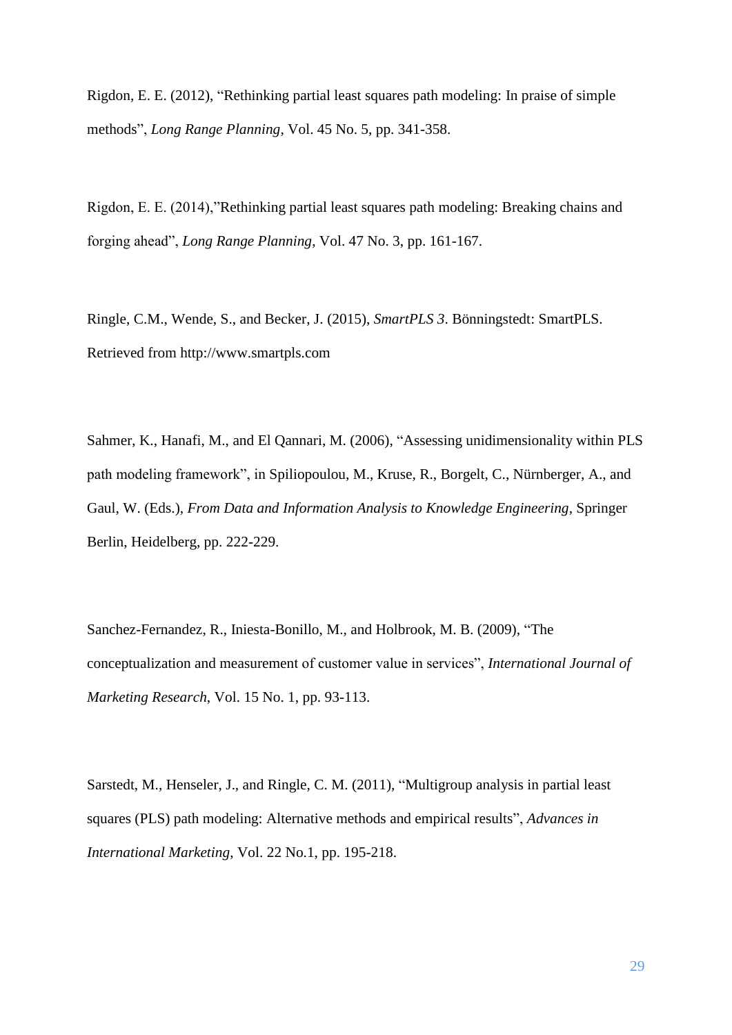Rigdon, E. E. (2012), “Rethinking partial least squares path modeling: In praise of simple methods”, *Long Range Planning*, Vol. 45 No. 5, pp. 341-358.

Rigdon, E. E. (2014),”Rethinking partial least squares path modeling: Breaking chains and forging ahead”, *Long Range Planning*, Vol. 47 No. 3, pp. 161-167.

Ringle, C.M., Wende, S., and Becker, J. (2015), *SmartPLS 3*. Bönningstedt: SmartPLS. Retrieved from http://www.smartpls.com

Sahmer, K., Hanafi, M., and El Qannari, M. (2006), “Assessing unidimensionality within PLS path modeling framework”, in Spiliopoulou, M., Kruse, R., Borgelt, C., Nürnberger, A., and Gaul, W. (Eds.), *From Data and Information Analysis to Knowledge Engineering*, Springer Berlin, Heidelberg, pp. 222-229.

Sanchez-Fernandez, R., Iniesta-Bonillo, M., and Holbrook, M. B. (2009), “The conceptualization and measurement of customer value in services”, *International Journal of Marketing Research*, Vol. 15 No. 1, pp. 93-113.

Sarstedt, M., Henseler, J., and Ringle, C. M. (2011), “Multigroup analysis in partial least squares (PLS) path modeling: Alternative methods and empirical results”, *Advances in International Marketing*, Vol. 22 No.1, pp. 195-218.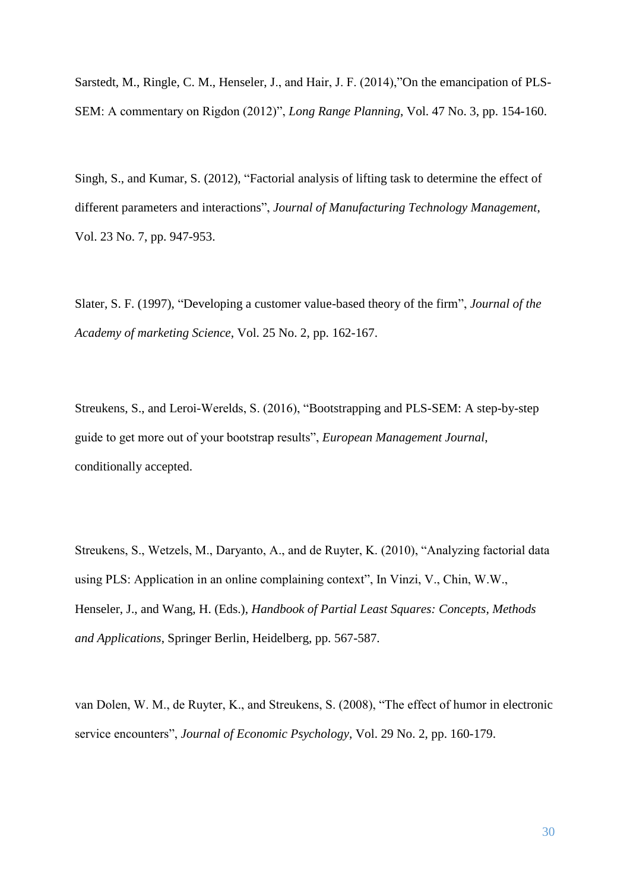Sarstedt, M., Ringle, C. M., Henseler, J., and Hair, J. F. (2014),"On the emancipation of PLS-SEM: A commentary on Rigdon (2012)", *Long Range Planning*, Vol. 47 No. 3, pp. 154-160.

Singh, S., and Kumar, S. (2012), "Factorial analysis of lifting task to determine the effect of different parameters and interactions", *Journal of Manufacturing Technology Management*, Vol. 23 No. 7, pp. 947-953.

Slater, S. F. (1997), "Developing a customer value-based theory of the firm", *Journal of the Academy of marketing Science*, Vol. 25 No. 2, pp. 162-167.

Streukens, S., and Leroi-Werelds, S. (2016), "Bootstrapping and PLS-SEM: A step-by-step guide to get more out of your bootstrap results", *European Management Journal*, conditionally accepted.

Streukens, S., Wetzels, M., Daryanto, A., and de Ruyter, K. (2010), "Analyzing factorial data using PLS: Application in an online complaining context", In Vinzi, V., Chin, W.W., Henseler, J., and Wang, H. (Eds.), *Handbook of Partial Least Squares: Concepts, Methods and Applications*, Springer Berlin, Heidelberg, pp. 567-587.

van Dolen, W. M., de Ruyter, K., and Streukens, S. (2008), "The effect of humor in electronic service encounters", *Journal of Economic Psychology*, Vol. 29 No. 2, pp. 160-179.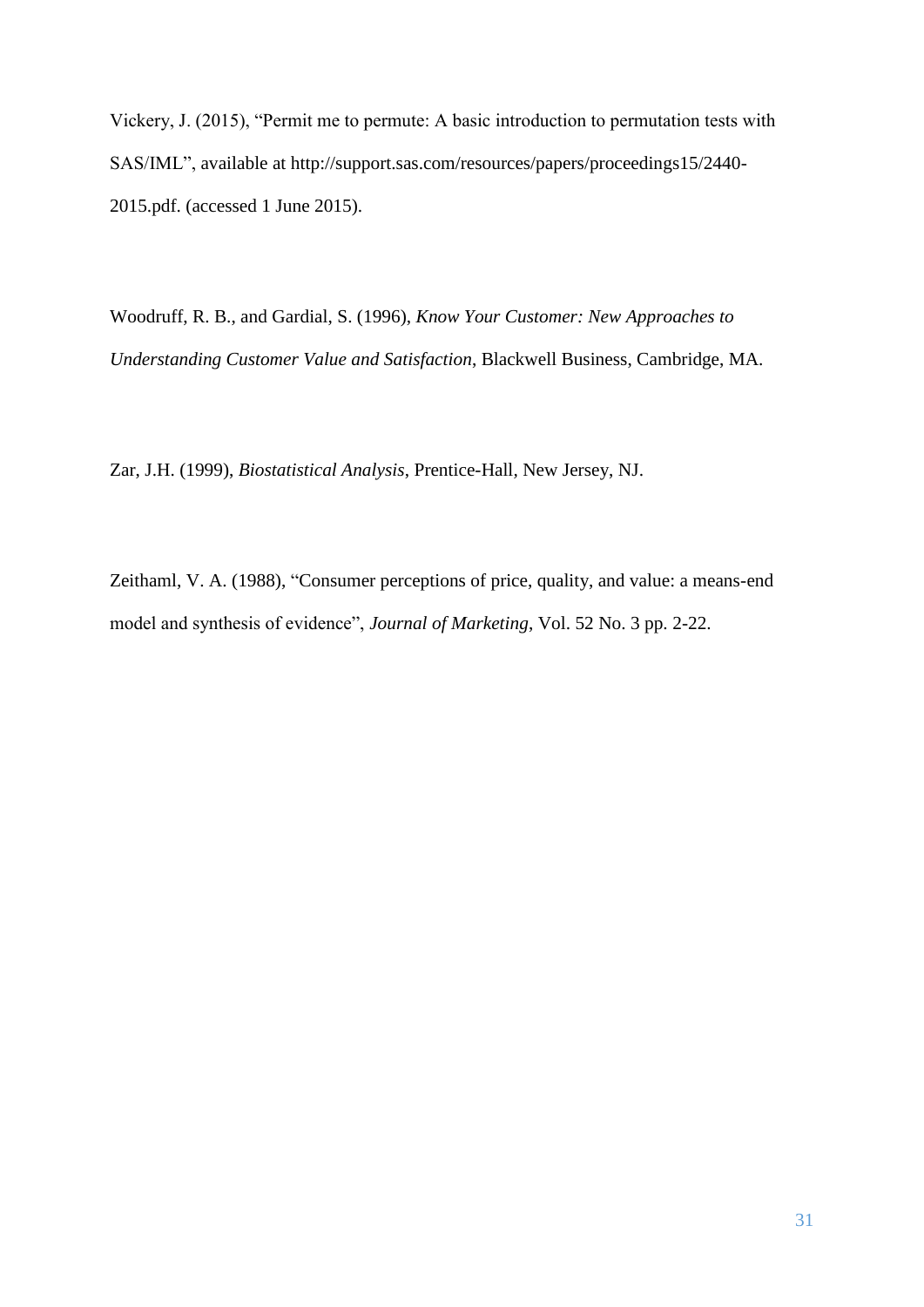Vickery, J. (2015), "Permit me to permute: A basic introduction to permutation tests with SAS/IML", available at http://support.sas.com/resources/papers/proceedings15/2440-2015.pdf. (accessed 1 June 2015).

Woodruff, R. B., and Gardial, S. (1996), *Know Your Customer: New Approaches to Understanding Customer Value and Satisfaction*, Blackwell Business, Cambridge, MA.

Zar, J.H. (1999), *Biostatistical Analysis*, Prentice-Hall, New Jersey, NJ.

Zeithaml, V. A. (1988), "Consumer perceptions of price, quality, and value: a means-end model and synthesis of evidence", *Journal of Marketing*, Vol. 52 No. 3 pp. 2-22.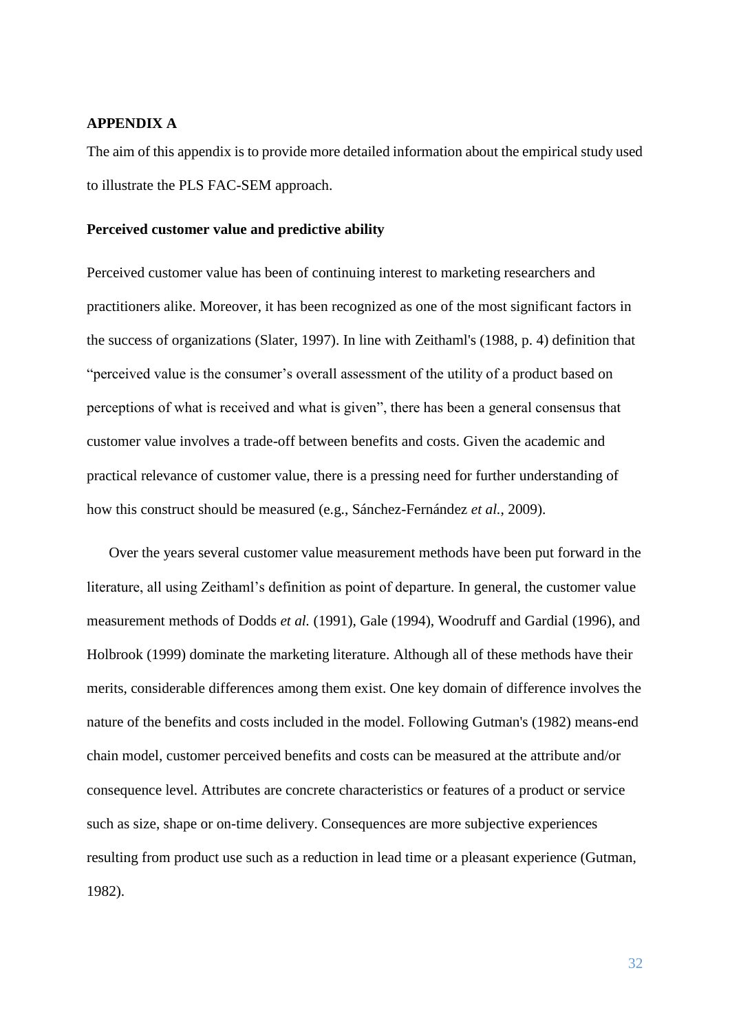## APPENDIX A

The aim of this appendix is to provide more detailed information about the empirical study used to illustrate the PLS FAC-SEM approach.

### Perceived customer value and predictive ability

Perceived customer value has been of continuing interest to marketing researchers and practitioners alike. Moreover, it has been recognized as one of the most significant factors in the success of organizations (Slater, 1997). In line with Zeithaml's (1988, p. 4) definition that "perceived value is the consumer's overall assessment of the utility of a product based on perceptions of what is received and what is given", there has been a general consensus that customer value involves a trade-off between benefits and costs. Given the academic and practical relevance of customer value, there is a pressing need for further understanding of how this construct should be measured (e.g., Sánchez-Fernández *et al.*, 2009).

Over the years several customer value measurement methods have been put forward in the literature, all using Zeithaml's definition as point of departure. In general, the customer value measurement methods of Dodds *et al.* (1991), Gale (1994), Woodruff and Gardial (1996), and Holbrook (1999) dominate the marketing literature. Although all of these methods have their merits, considerable differences among them exist. One key domain of difference involves the nature of the benefits and costs included in the model. Following Gutman's (1982) means-end chain model, customer perceived benefits and costs can be measured at the attribute and/or consequence level. Attributes are concrete characteristics or features of a product or service such as size, shape or on-time delivery. Consequences are more subjective experiences resulting from product use such as a reduction in lead time or a pleasant experience (Gutman, 1982).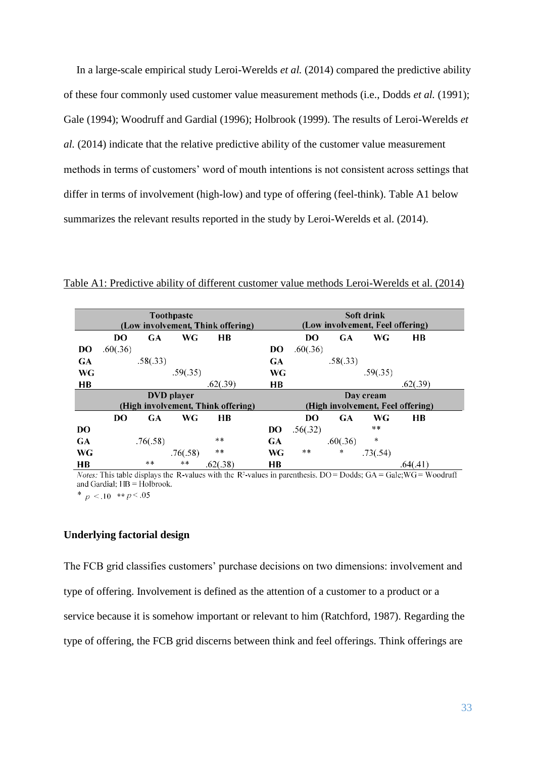In a large-scale empirical study Leroi-Werelds *et al.* (2014) compared the predictive ability of these four commonly used customer value measurement methods (i.e., Dodds *et al.* (1991); Gale (1994); Woodruff and Gardial (1996); Holbrook (1999). The results of Leroi-Werelds *et al.* (2014) indicate that the relative predictive ability of the customer value measurement methods in terms of customers' word of mouth intentions is not consistent across settings that differ in terms of involvement (high-low) and type of offering (feel-think). Table A1 below summarizes the relevant results reported in the study by Leroi-Werelds et al. (2014).

Table A1: Predictive ability of different customer value methods Leroi-Werelds et al. (2014)

| | Toothpaste (Low involvement, Think offering) | | | | | Soft drink (Low involvement, Feel offering) | | | |
|---|---|---|---|---|---|---|---|---|---|
| | DO | GA | WG | HB | | DO | GA | WG | HB |
| DO | .60(.36) | | | | DO | .60(.36) | | | |
| GA | | .58(.33) | | | GA | | .58(.33) | | |
| WG | | | .59(.35) | | WG | | | .59(.35) | |
| HB | | | | .62(.39) | HB | | | | .62(.39) |
| | DVD player (High involvement, Think offering) | | | | | Day cream (High involvement, Feel offering) | | | |
| | DO | GA | WG | HB | | DO | GA | WG | HB |
| DO | | | | | DO | .56(.32) | | ** | |
| GA | | .76(.58) | | ** | GA | | .60(.36) | * | |
| WG | | | .76(.58) | ** | WG | ** | * | .73(.54) | |
| HB | | ** | ** | .62(.38) | HB | | | | .64(.41) |

*Notes:* This table displays the R-values with the $R^2$-values in parenthesis. DO = Dodds; GA = Gale; WG = Woodruff and Gardial; HB = Holbrook.

\* $p < .10$ \*\* $p < .05$

**Underlying factorial design**

The FCB grid classifies customers' purchase decisions on two dimensions: involvement and type of offering. Involvement is defined as the attention of a customer to a product or a service because it is somehow important or relevant to him (Ratchford, 1987). Regarding the type of offering, the FCB grid discerns between think and feel offerings. Think offerings are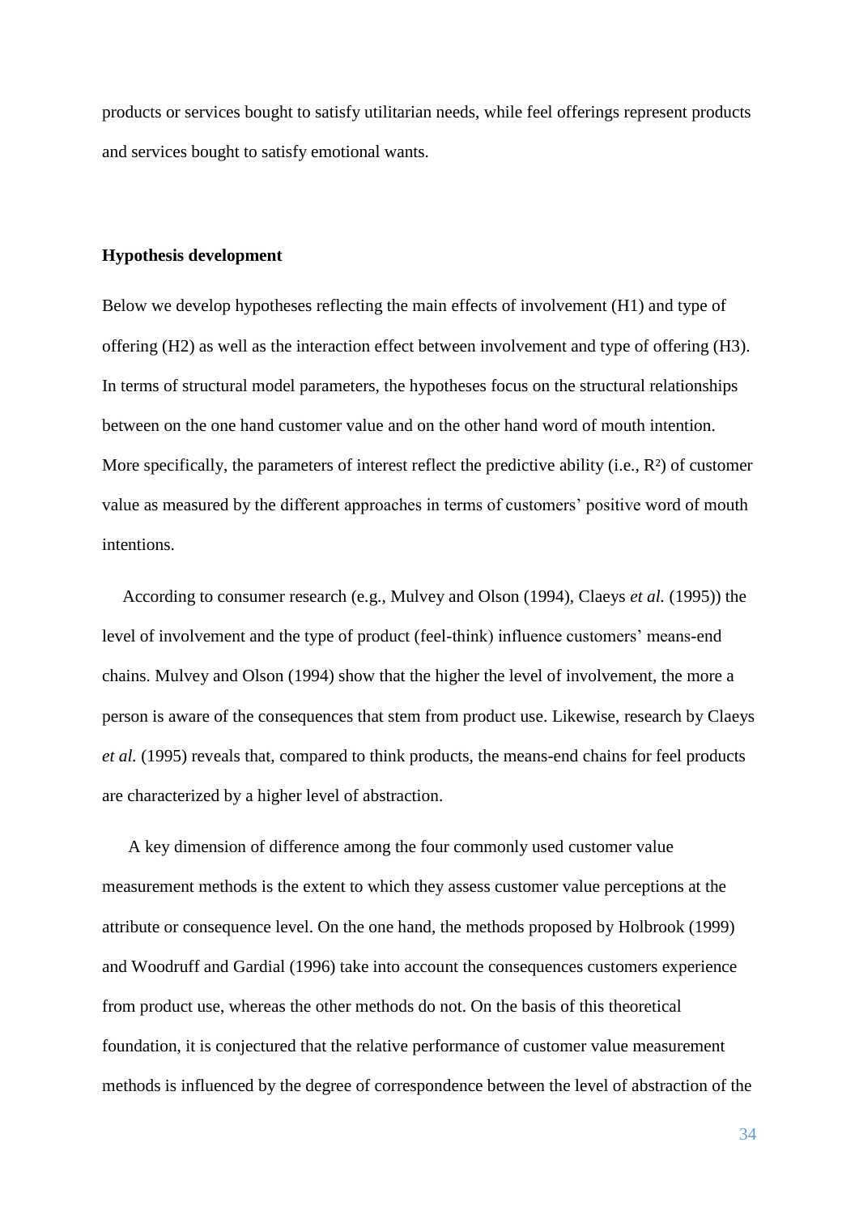products or services bought to satisfy utilitarian needs, while feel offerings represent products and services bought to satisfy emotional wants.

**Hypothesis development**

Below we develop hypotheses reflecting the main effects of involvement (H1) and type of offering (H2) as well as the interaction effect between involvement and type of offering (H3). In terms of structural model parameters, the hypotheses focus on the structural relationships between on the one hand customer value and on the other hand word of mouth intention. More specifically, the parameters of interest reflect the predictive ability (i.e., $R^2$) of customer value as measured by the different approaches in terms of customers' positive word of mouth intentions.

According to consumer research (e.g., Mulvey and Olson (1994), Claeys *et al.* (1995)) the level of involvement and the type of product (feel-think) influence customers' means-end chains. Mulvey and Olson (1994) show that the higher the level of involvement, the more a person is aware of the consequences that stem from product use. Likewise, research by Claeys *et al.* (1995) reveals that, compared to think products, the means-end chains for feel products are characterized by a higher level of abstraction.

A key dimension of difference among the four commonly used customer value measurement methods is the extent to which they assess customer value perceptions at the attribute or consequence level. On the one hand, the methods proposed by Holbrook (1999) and Woodruff and Gardial (1996) take into account the consequences customers experience from product use, whereas the other methods do not. On the basis of this theoretical foundation, it is conjectured that the relative performance of customer value measurement methods is influenced by the degree of correspondence between the level of abstraction of the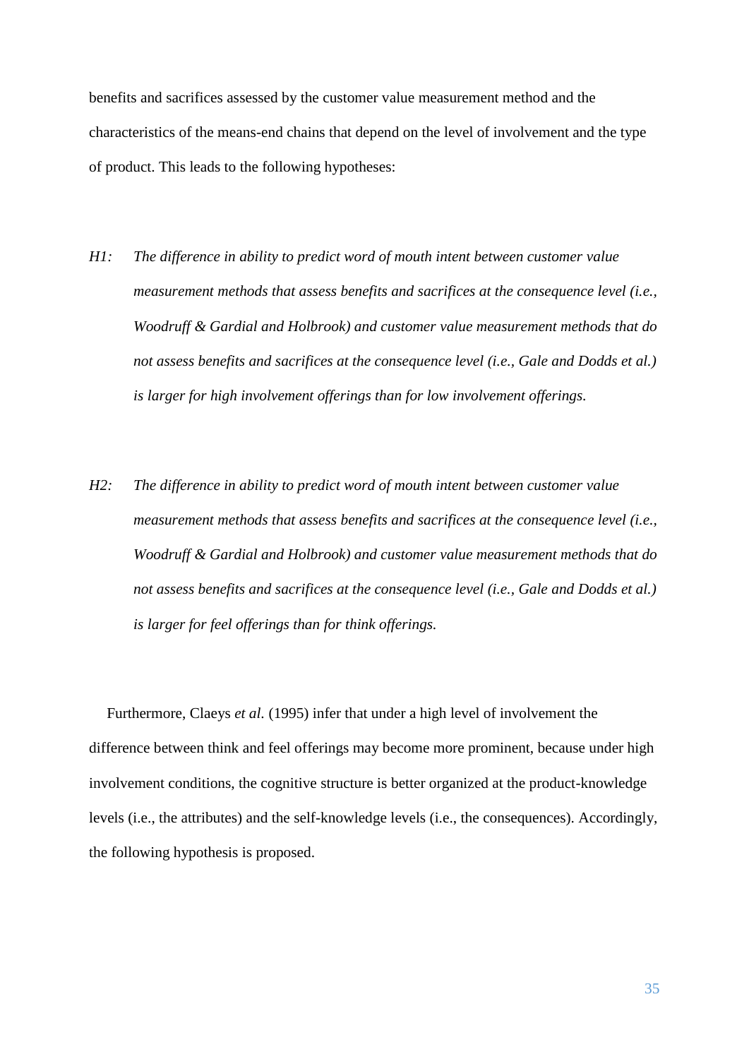benefits and sacrifices assessed by the customer value measurement method and the characteristics of the means-end chains that depend on the level of involvement and the type of product. This leads to the following hypotheses:

*H1:* *The difference in ability to predict word of mouth intent between customer value measurement methods that assess benefits and sacrifices at the consequence level (i.e., Woodruff & Gardial and Holbrook) and customer value measurement methods that do not assess benefits and sacrifices at the consequence level (i.e., Gale and Dodds et al.) is larger for high involvement offerings than for low involvement offerings.*

*H2:* *The difference in ability to predict word of mouth intent between customer value measurement methods that assess benefits and sacrifices at the consequence level (i.e., Woodruff & Gardial and Holbrook) and customer value measurement methods that do not assess benefits and sacrifices at the consequence level (i.e., Gale and Dodds et al.) is larger for feel offerings than for think offerings.*

Furthermore, Claeys *et al.* (1995) infer that under a high level of involvement the difference between think and feel offerings may become more prominent, because under high involvement conditions, the cognitive structure is better organized at the product-knowledge levels (i.e., the attributes) and the self-knowledge levels (i.e., the consequences). Accordingly, the following hypothesis is proposed.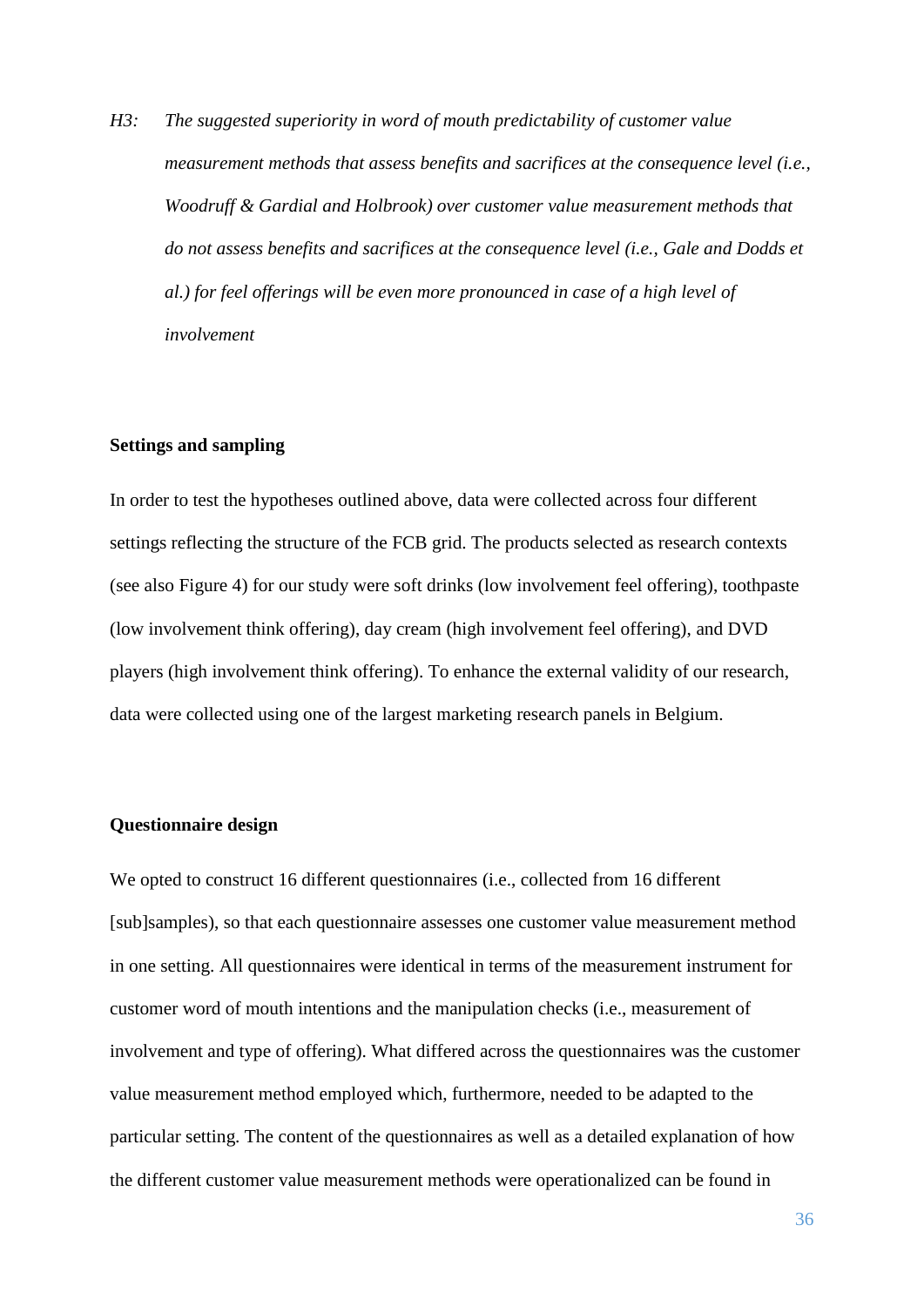*H3: The suggested superiority in word of mouth predictability of customer value measurement methods that assess benefits and sacrifices at the consequence level (i.e., Woodruff & Gardial and Holbrook) over customer value measurement methods that do not assess benefits and sacrifices at the consequence level (i.e., Gale and Dodds et al.) for feel offerings will be even more pronounced in case of a high level of involvement*

**Settings and sampling**

In order to test the hypotheses outlined above, data were collected across four different settings reflecting the structure of the FCB grid. The products selected as research contexts (see also Figure 4) for our study were soft drinks (low involvement feel offering), toothpaste (low involvement think offering), day cream (high involvement feel offering), and DVD players (high involvement think offering). To enhance the external validity of our research, data were collected using one of the largest marketing research panels in Belgium.

**Questionnaire design**

We opted to construct 16 different questionnaires (i.e., collected from 16 different [sub]samples), so that each questionnaire assesses one customer value measurement method in one setting. All questionnaires were identical in terms of the measurement instrument for customer word of mouth intentions and the manipulation checks (i.e., measurement of involvement and type of offering). What differed across the questionnaires was the customer value measurement method employed which, furthermore, needed to be adapted to the particular setting. The content of the questionnaires as well as a detailed explanation of how the different customer value measurement methods were operationalized can be found in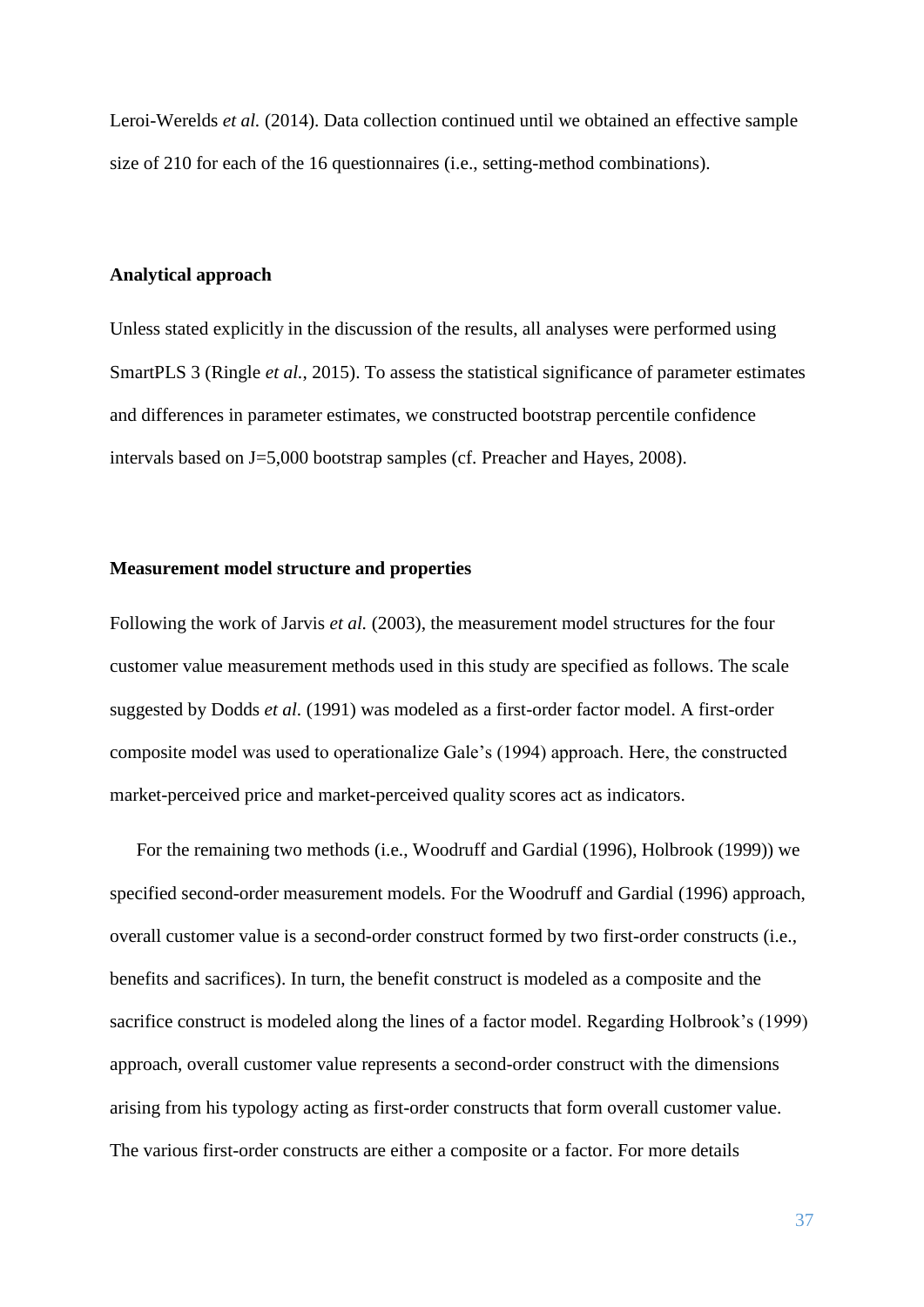Leroi-Werelds *et al.* (2014). Data collection continued until we obtained an effective sample size of 210 for each of the 16 questionnaires (i.e., setting-method combinations).

### Analytical approach

Unless stated explicitly in the discussion of the results, all analyses were performed using SmartPLS 3 (Ringle *et al.*, 2015). To assess the statistical significance of parameter estimates and differences in parameter estimates, we constructed bootstrap percentile confidence intervals based on J=5,000 bootstrap samples (cf. Preacher and Hayes, 2008).

### Measurement model structure and properties

Following the work of Jarvis *et al.* (2003), the measurement model structures for the four customer value measurement methods used in this study are specified as follows. The scale suggested by Dodds *et al.* (1991) was modeled as a first-order factor model. A first-order composite model was used to operationalize Gale's (1994) approach. Here, the constructed market-perceived price and market-perceived quality scores act as indicators.

For the remaining two methods (i.e., Woodruff and Gardial (1996), Holbrook (1999)) we specified second-order measurement models. For the Woodruff and Gardial (1996) approach, overall customer value is a second-order construct formed by two first-order constructs (i.e., benefits and sacrifices). In turn, the benefit construct is modeled as a composite and the sacrifice construct is modeled along the lines of a factor model. Regarding Holbrook's (1999) approach, overall customer value represents a second-order construct with the dimensions arising from his typology acting as first-order constructs that form overall customer value. The various first-order constructs are either a composite or a factor. For more details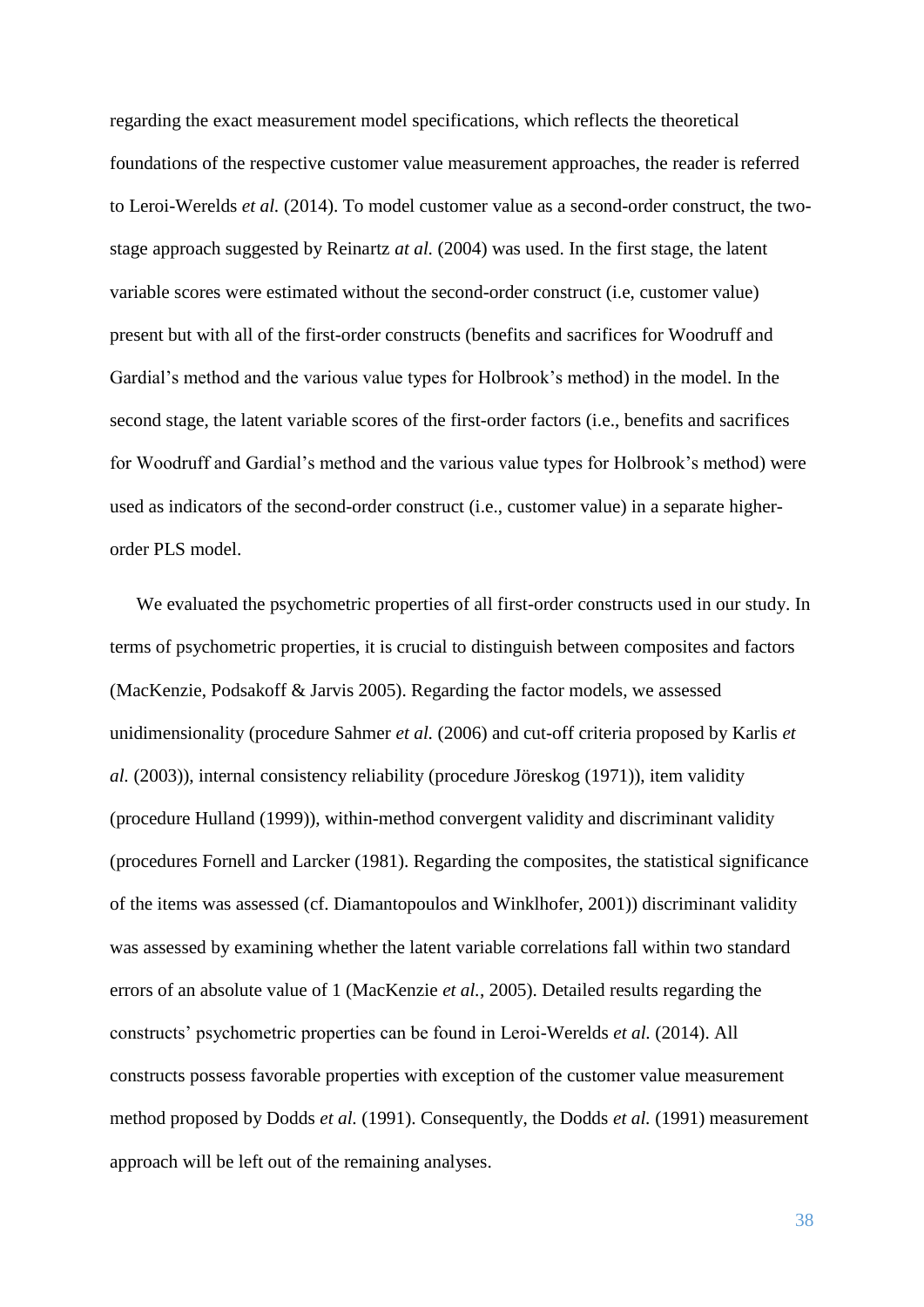regarding the exact measurement model specifications, which reflects the theoretical foundations of the respective customer value measurement approaches, the reader is referred to Leroi-Werelds *et al.* (2014). To model customer value as a second-order construct, the two-stage approach suggested by Reinartz *at al.* (2004) was used. In the first stage, the latent variable scores were estimated without the second-order construct (i.e, customer value) present but with all of the first-order constructs (benefits and sacrifices for Woodruff and Gardial's method and the various value types for Holbrook's method) in the model. In the second stage, the latent variable scores of the first-order factors (i.e., benefits and sacrifices for Woodruff and Gardial's method and the various value types for Holbrook's method) were used as indicators of the second-order construct (i.e., customer value) in a separate higher-order PLS model.

We evaluated the psychometric properties of all first-order constructs used in our study. In terms of psychometric properties, it is crucial to distinguish between composites and factors (MacKenzie, Podsakoff & Jarvis 2005). Regarding the factor models, we assessed unidimensionality (procedure Sahmer *et al.* (2006) and cut-off criteria proposed by Karlis *et al.* (2003)), internal consistency reliability (procedure Jöreskog (1971)), item validity (procedure Hulland (1999)), within-method convergent validity and discriminant validity (procedures Fornell and Larcker (1981). Regarding the composites, the statistical significance of the items was assessed (cf. Diamantopoulos and Winklhofer, 2001)) discriminant validity was assessed by examining whether the latent variable correlations fall within two standard errors of an absolute value of 1 (MacKenzie *et al.*, 2005). Detailed results regarding the constructs' psychometric properties can be found in Leroi-Werelds *et al.* (2014). All constructs possess favorable properties with exception of the customer value measurement method proposed by Dodds *et al.* (1991). Consequently, the Dodds *et al.* (1991) measurement approach will be left out of the remaining analyses.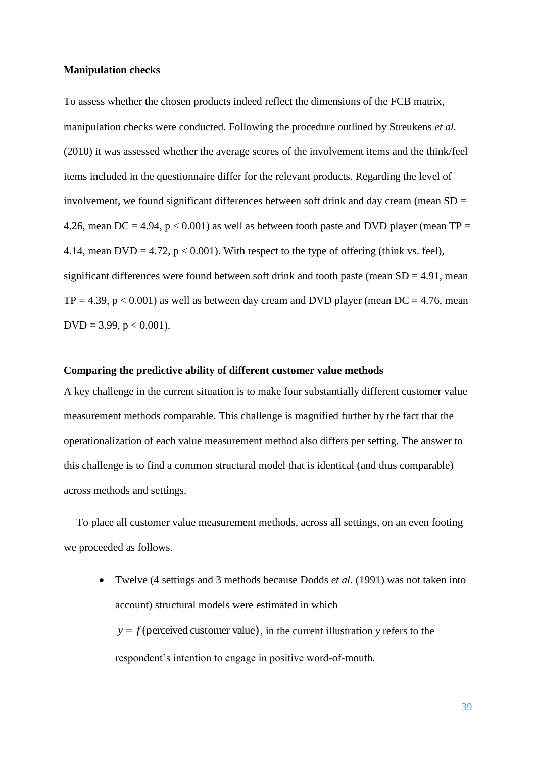**Manipulation checks**

To assess whether the chosen products indeed reflect the dimensions of the FCB matrix, manipulation checks were conducted. Following the procedure outlined by Streukens *et al.* (2010) it was assessed whether the average scores of the involvement items and the think/feel items included in the questionnaire differ for the relevant products. Regarding the level of involvement, we found significant differences between soft drink and day cream (mean SD = 4.26, mean DC = 4.94, $p < 0.001$) as well as between tooth paste and DVD player (mean TP = 4.14, mean DVD = 4.72, $p < 0.001$). With respect to the type of offering (think vs. feel), significant differences were found between soft drink and tooth paste (mean SD = 4.91, mean TP = 4.39, $p < 0.001$) as well as between day cream and DVD player (mean DC = 4.76, mean DVD = 3.99, $p < 0.001$).

**Comparing the predictive ability of different customer value methods**

A key challenge in the current situation is to make four substantially different customer value measurement methods comparable. This challenge is magnified further by the fact that the operationalization of each value measurement method also differs per setting. The answer to this challenge is to find a common structural model that is identical (and thus comparable) across methods and settings.

To place all customer value measurement methods, across all settings, on an even footing we proceeded as follows.

- Twelve (4 settings and 3 methods because Dodds *et al.* (1991) was not taken into account) structural models were estimated in which $y = f(\text{perceived customer value})$, in the current illustration $y$ refers to the respondent's intention to engage in positive word-of-mouth.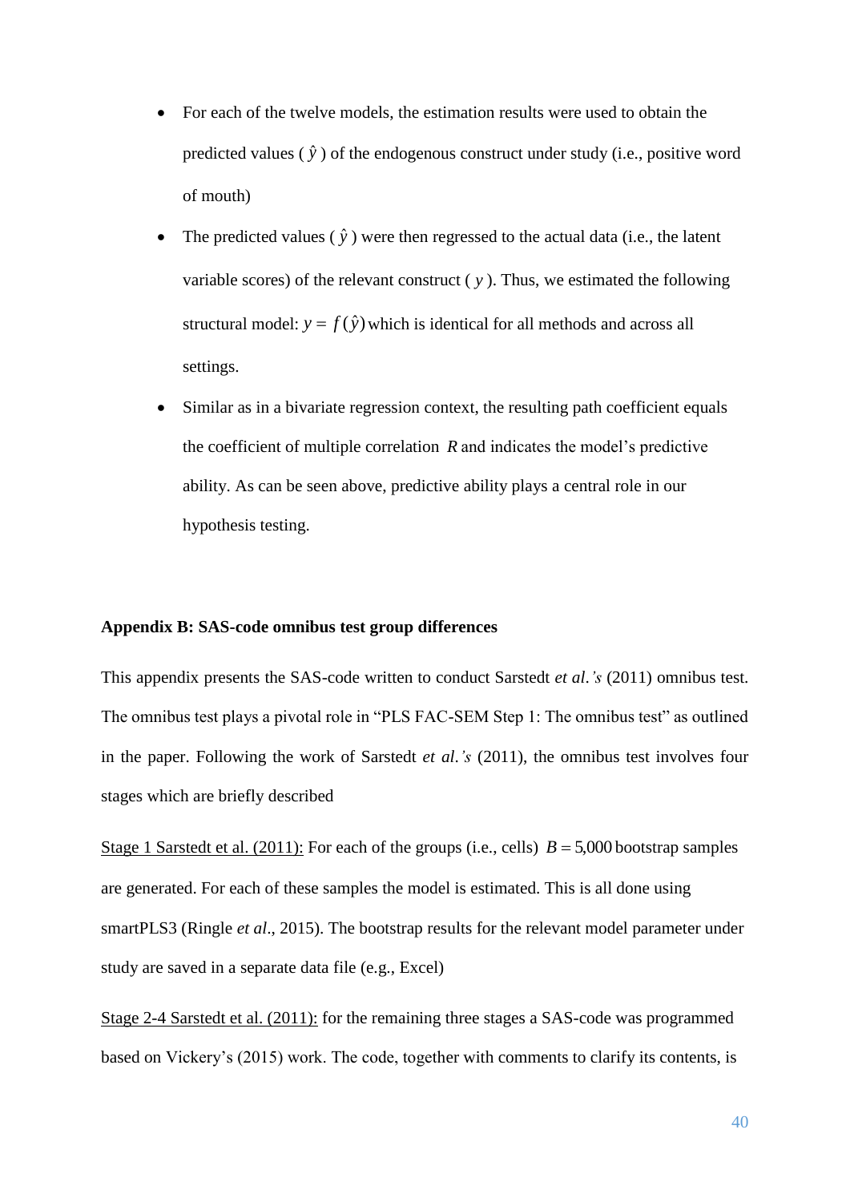- For each of the twelve models, the estimation results were used to obtain the predicted values ( $\hat{y}$ ) of the endogenous construct under study (i.e., positive word of mouth)
- The predicted values ( $\hat{y}$ ) were then regressed to the actual data (i.e., the latent variable scores) of the relevant construct ( $y$ ). Thus, we estimated the following structural model: $y = f(\hat{y})$ which is identical for all methods and across all settings.
- Similar as in a bivariate regression context, the resulting path coefficient equals the coefficient of multiple correlation $R$ and indicates the model's predictive ability. As can be seen above, predictive ability plays a central role in our hypothesis testing.

**Appendix B: SAS-code omnibus test group differences**

This appendix presents the SAS-code written to conduct Sarstedt *et al.'s* (2011) omnibus test. The omnibus test plays a pivotal role in "PLS FAC-SEM Step 1: The omnibus test" as outlined in the paper. Following the work of Sarstedt *et al.'s* (2011), the omnibus test involves four stages which are briefly described

Stage 1 Sarstedt et al. (2011): For each of the groups (i.e., cells) $B = 5{,}000$ bootstrap samples are generated. For each of these samples the model is estimated. This is all done using smartPLS3 (Ringle *et al*., 2015). The bootstrap results for the relevant model parameter under study are saved in a separate data file (e.g., Excel)

Stage 2-4 Sarstedt et al. (2011): for the remaining three stages a SAS-code was programmed based on Vickery's (2015) work. The code, together with comments to clarify its contents, is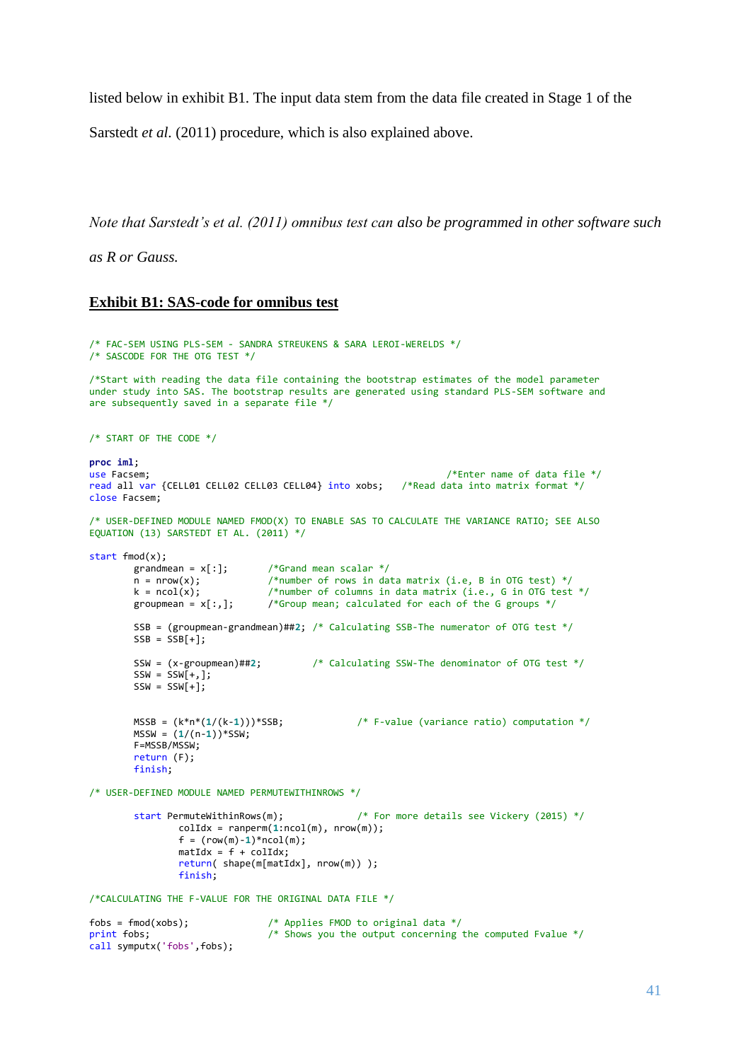listed below in exhibit B1. The input data stem from the data file created in Stage 1 of the Sarstedt *et al.* (2011) procedure, which is also explained above.

*Note that Sarstedt's et al. (2011) omnibus test can also be programmed in other software such as R or Gauss.*

## Exhibit B1: SAS-code for omnibus test

```
/* FAC-SEM USING PLS-SEM - SANDRA STREUKENS & SARA LEROI-WERELDS */
/* SASCODE FOR THE OTG TEST */

/*Start with reading the data file containing the bootstrap estimates of the model parameter
under study into SAS. The bootstrap results are generated using standard PLS-SEM software and
are subsequently saved in a separate file */


/* START OF THE CODE */

proc iml;
use Facsem;                                                     /*Enter name of data file */
read all var {CELL01 CELL02 CELL03 CELL04} into xobs;   /*Read data into matrix format */
close Facsem;

/* USER-DEFINED MODULE NAMED FMOD(X) TO ENABLE SAS TO CALCULATE THE VARIANCE RATIO; SEE ALSO
EQUATION (13) SARSTEDT ET AL. (2011) */

start fmod(x);
        grandmean = x[:];       /*Grand mean scalar */
        n = nrow(x);            /*number of rows in data matrix (i.e, B in OTG test) */
        k = ncol(x);            /*number of columns in data matrix (i.e., G in OTG test */
        groupmean = x[:,];      /*Group mean; calculated for each of the G groups */

        SSB = (groupmean-grandmean)##2; /* Calculating SSB-The numerator of OTG test */
        SSB = SSB[+];

        SSW = (x-groupmean)##2;         /* Calculating SSW-The denominator of OTG test */
        SSW = SSW[+,];
        SSW = SSW[+];


        MSSB = (k*n*(1/(k-1)))*SSB;             /* F-value (variance ratio) computation */
        MSSW = (1/(n-1))*SSW;
        F=MSSB/MSSW;
        return (F);
        finish;

/* USER-DEFINED MODULE NAMED PERMUTEWITHINROWS */

        start PermuteWithinRows(m);             /* For more details see Vickery (2015) */
                colIdx = ranperm(1:ncol(m), nrow(m));
                f = (row(m)-1)*ncol(m);
                matIdx = f + colIdx;
                return( shape(m[matIdx], nrow(m)) );
                finish;

/*CALCULATING THE F-VALUE FOR THE ORIGINAL DATA FILE */

fobs = fmod(xobs);              /* Applies FMOD to original data */
print fobs;                     /* Shows you the output concerning the computed Fvalue */
call symputx('fobs',fobs);
```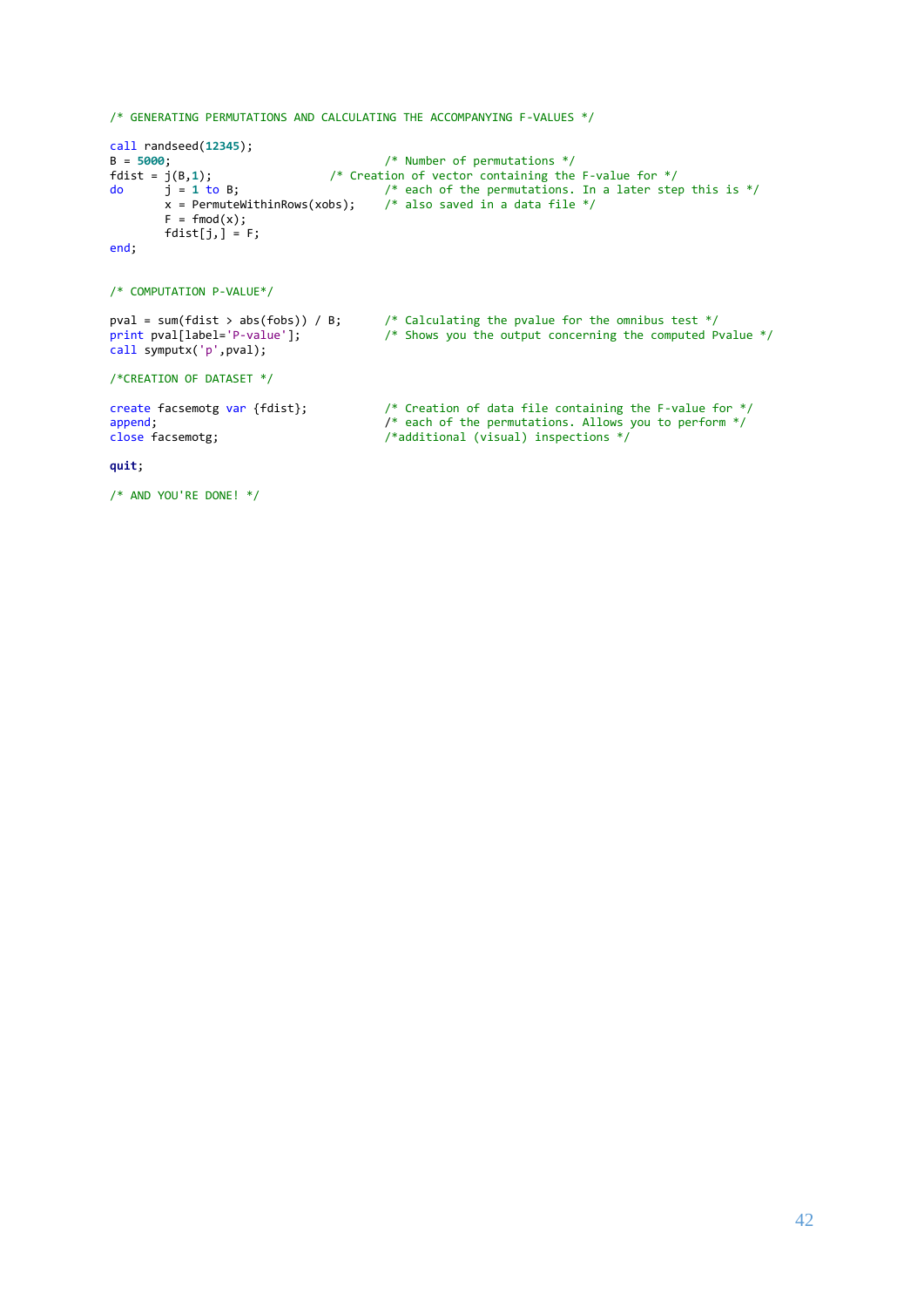```
/* GENERATING PERMUTATIONS AND CALCULATING THE ACCOMPANYING F-VALUES */

call randseed(12345);
B = 5000;                               /* Number of permutations */
fdist = j(B,1);                 /* Creation of vector containing the F-value for */
do      j = 1 to B;                     /* each of the permutations. In a later step this is */
        x = PermuteWithinRows(xobs);    /* also saved in a data file */
        F = fmod(x);
        fdist[j,] = F;
end;


/* COMPUTATION P-VALUE*/

pval = sum(fdist > abs(fobs)) / B;      /* Calculating the pvalue for the omnibus test */
print pval[label='P-value'];            /* Shows you the output concerning the computed Pvalue */
call symputx('p',pval);

/*CREATION OF DATASET */

create facsemotg var {fdist};           /* Creation of data file containing the F-value for */
append;                                 /* each of the permutations. Allows you to perform */
close facsemotg;                        /*additional (visual) inspections */

quit;

/* AND YOU'RE DONE! */
```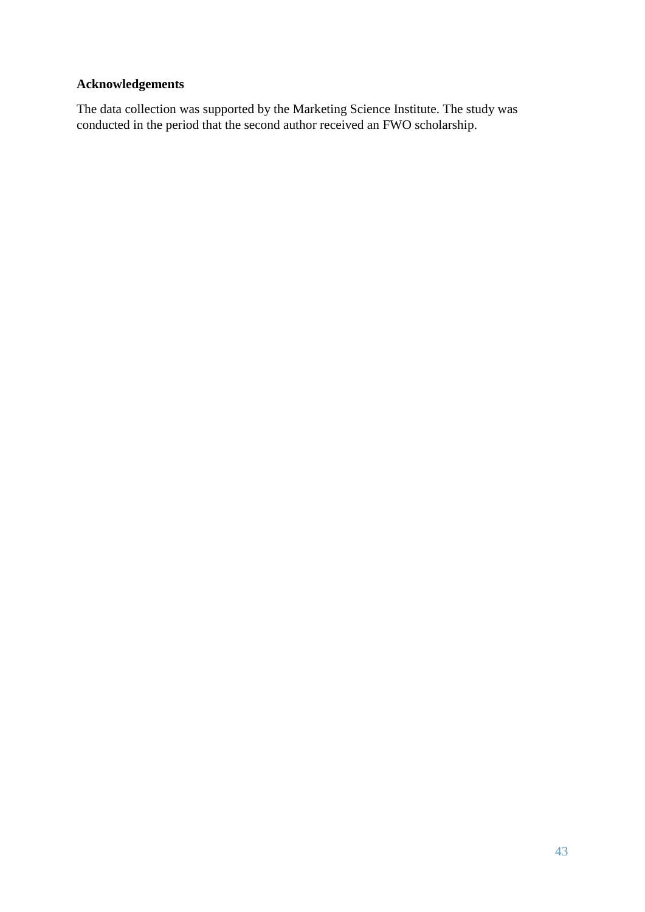## Acknowledgements

The data collection was supported by the Marketing Science Institute. The study was conducted in the period that the second author received an FWO scholarship.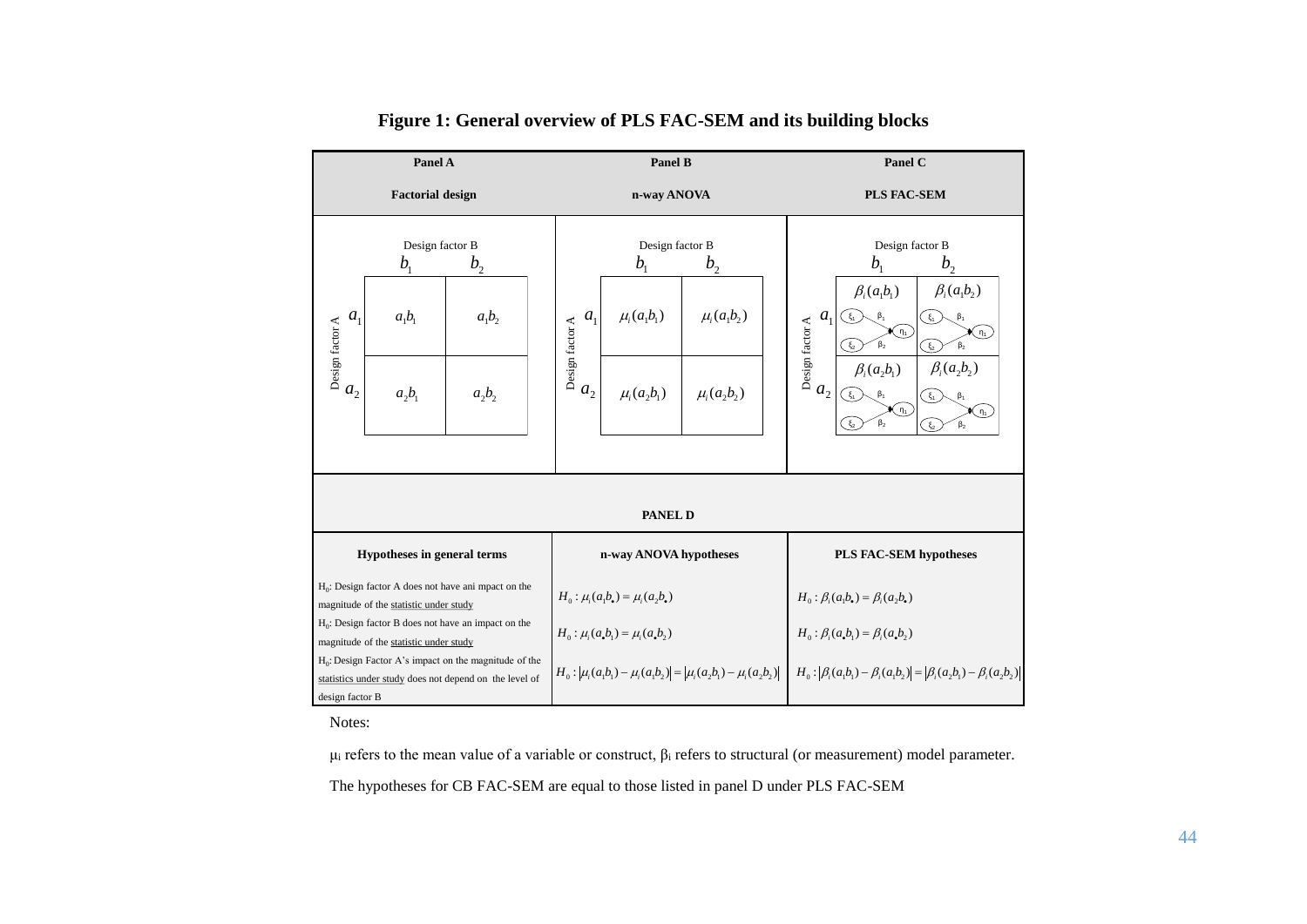**Figure 1: General overview of PLS FAC-SEM and its building blocks**

| **Panel A** | **Panel B** | **Panel C** |
|---|---|---|
| **Factorial design** | **n-way ANOVA** | **PLS FAC-SEM** |
| Design factor B: $b_1$, $b_2$; Design factor A: $a_1$, $a_2$; cells: $a_1b_1$, $a_1b_2$, $a_2b_1$, $a_2b_2$ | Design factor B: $b_1$, $b_2$; Design factor A: $a_1$, $a_2$; cells: $\mu_i(a_1b_1)$, $\mu_i(a_1b_2)$, $\mu_i(a_2b_1)$, $\mu_i(a_2b_2)$ | Design factor B: $b_1$, $b_2$; Design factor A: $a_1$, $a_2$; cells: $\beta_i(a_1b_1)$, $\beta_i(a_1b_2)$, $\beta_i(a_2b_1)$, $\beta_i(a_2b_2)$ (each with model $\xi_1 \xrightarrow{\beta_1} \eta_1$, $\xi_2 \xrightarrow{\beta_2} \eta_1$) |

**PANEL D**

| Hypotheses in general terms | n-way ANOVA hypotheses | PLS FAC-SEM hypotheses |
|---|---|---|
| $H_0$: Design factor A does not have ani mpact on the magnitude of the statistic under study | $H_0 : \mu_i(a_1b_\bullet) = \mu_i(a_2b_\bullet)$ | $H_0 : \beta_i(a_1b_\bullet) = \beta_i(a_2b_\bullet)$ |
| $H_0$: Design factor B does not have an impact on the magnitude of the statistic under study | $H_0 : \mu_i(a_\bullet b_1) = \mu_i(a_\bullet b_2)$ | $H_0 : \beta_i(a_\bullet b_1) = \beta_i(a_\bullet b_2)$ |
| $H_0$: Design Factor A's impact on the magnitude of the statistics under study does not depend on the level of design factor B | $H_0 : \lvert \mu_i(a_1b_1) - \mu_i(a_1b_2) \rvert = \lvert \mu_i(a_2b_1) - \mu_i(a_2b_2) \rvert$ | $H_0 : \lvert \beta_i(a_1b_1) - \beta_i(a_1b_2) \rvert = \lvert \beta_i(a_2b_1) - \beta_i(a_2b_2) \rvert$ |

Notes:

$\mu_i$ refers to the mean value of a variable or construct, $\beta_i$ refers to structural (or measurement) model parameter.

The hypotheses for CB FAC-SEM are equal to those listed in panel D under PLS FAC-SEM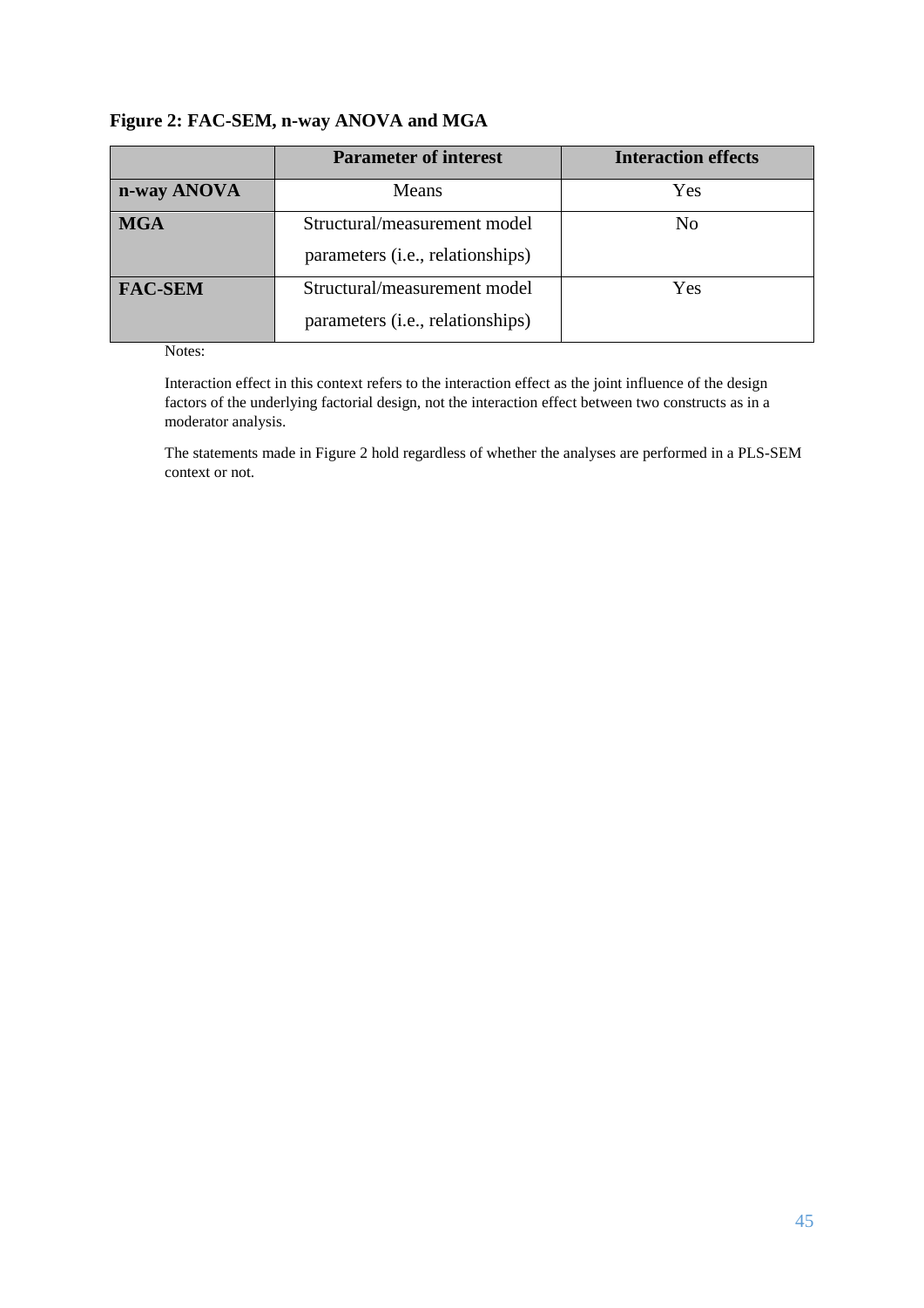**Figure 2: FAC-SEM, n-way ANOVA and MGA**

| | Parameter of interest | Interaction effects |
|---|---|---|
| **n-way ANOVA** | Means | Yes |
| **MGA** | Structural/measurement model parameters (i.e., relationships) | No |
| **FAC-SEM** | Structural/measurement model parameters (i.e., relationships) | Yes |

Notes:

Interaction effect in this context refers to the interaction effect as the joint influence of the design factors of the underlying factorial design, not the interaction effect between two constructs as in a moderator analysis.

The statements made in Figure 2 hold regardless of whether the analyses are performed in a PLS-SEM context or not.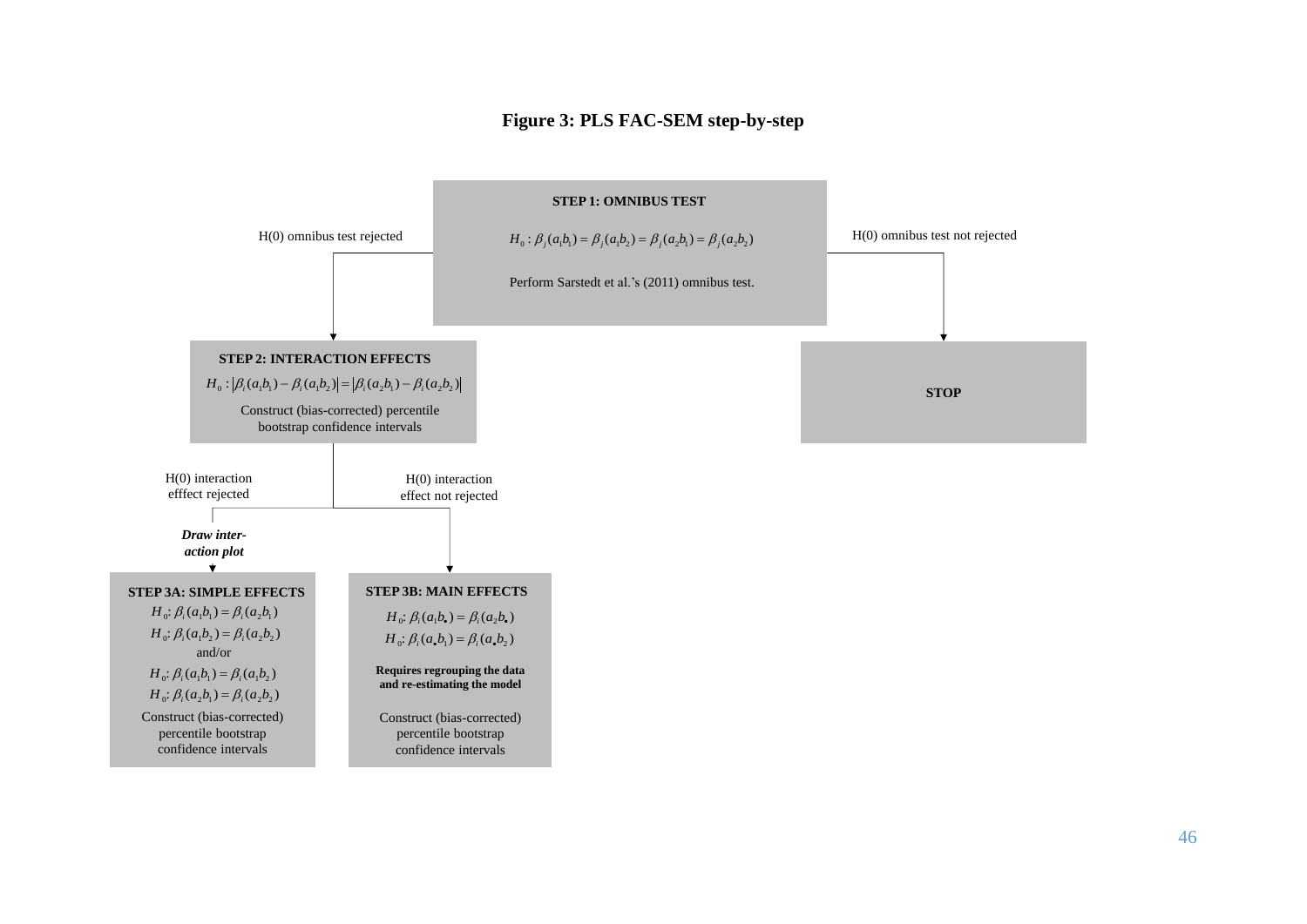**Figure 3: PLS FAC-SEM step-by-step**

**STEP 1: OMNIBUS TEST**

$H_0: \beta_j(a_1b_1) = \beta_j(a_1b_2) = \beta_j(a_2b_1) = \beta_j(a_2b_2)$

Perform Sarstedt et al.'s (2011) omnibus test.

- H(0) omnibus test rejected → STEP 2
- H(0) omnibus test not rejected → **STOP**

**STEP 2: INTERACTION EFFECTS**

$H_0: |\beta_i(a_1b_1) - \beta_i(a_1b_2)| = |\beta_i(a_2b_1) - \beta_i(a_2b_2)|$

Construct (bias-corrected) percentile bootstrap confidence intervals

- H(0) interaction efffect rejected → ***Draw inter-action plot*** → STEP 3A
- H(0) interaction effect not rejected → STEP 3B

**STEP 3A: SIMPLE EFFECTS**

$H_0: \beta_i(a_1b_1) = \beta_i(a_2b_1)$

$H_0: \beta_i(a_1b_2) = \beta_i(a_2b_2)$

and/or

$H_0: \beta_i(a_1b_1) = \beta_i(a_1b_2)$

$H_0: \beta_i(a_2b_1) = \beta_i(a_2b_2)$

Construct (bias-corrected) percentile bootstrap confidence intervals

**STEP 3B: MAIN EFFECTS**

$H_0: \beta_i(a_1b_\bullet) = \beta_i(a_2b_\bullet)$

$H_0: \beta_i(a_\bullet b_1) = \beta_i(a_\bullet b_2)$

**Requires regrouping the data and re-estimating the model**

Construct (bias-corrected) percentile bootstrap confidence intervals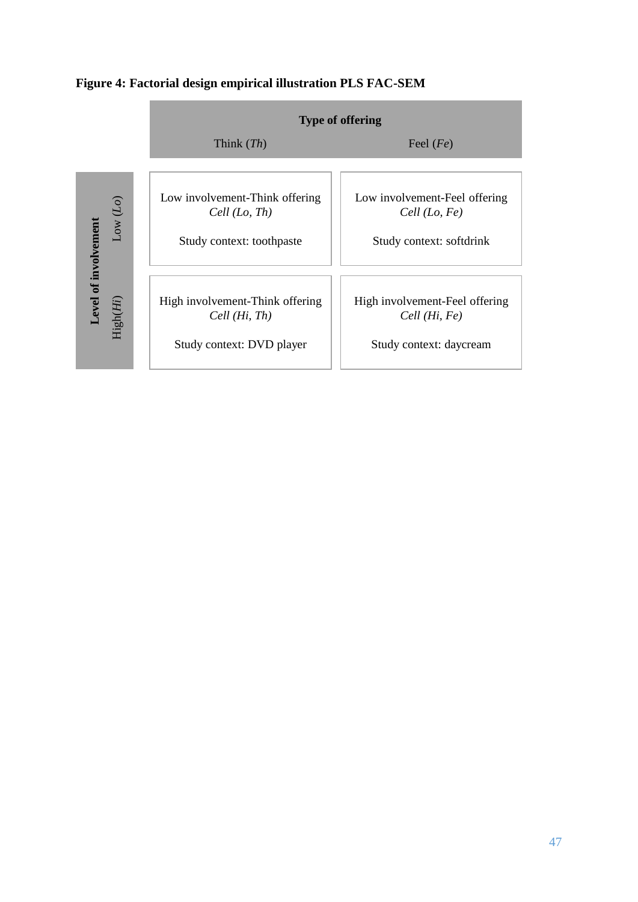**Figure 4: Factorial design empirical illustration PLS FAC-SEM**

| Level of involvement | Type of offering: Think (*Th*) | Type of offering: Feel (*Fe*) |
|---|---|---|
| Low (*Lo*) | Low involvement-Think offering<br>*Cell (Lo, Th)*<br><br>Study context: toothpaste | Low involvement-Feel offering<br>*Cell (Lo, Fe)*<br><br>Study context: softdrink |
| High(*Hi*) | High involvement-Think offering<br>*Cell (Hi, Th)*<br><br>Study context: DVD player | High involvement-Feel offering<br>*Cell (Hi, Fe)*<br><br>Study context: daycream |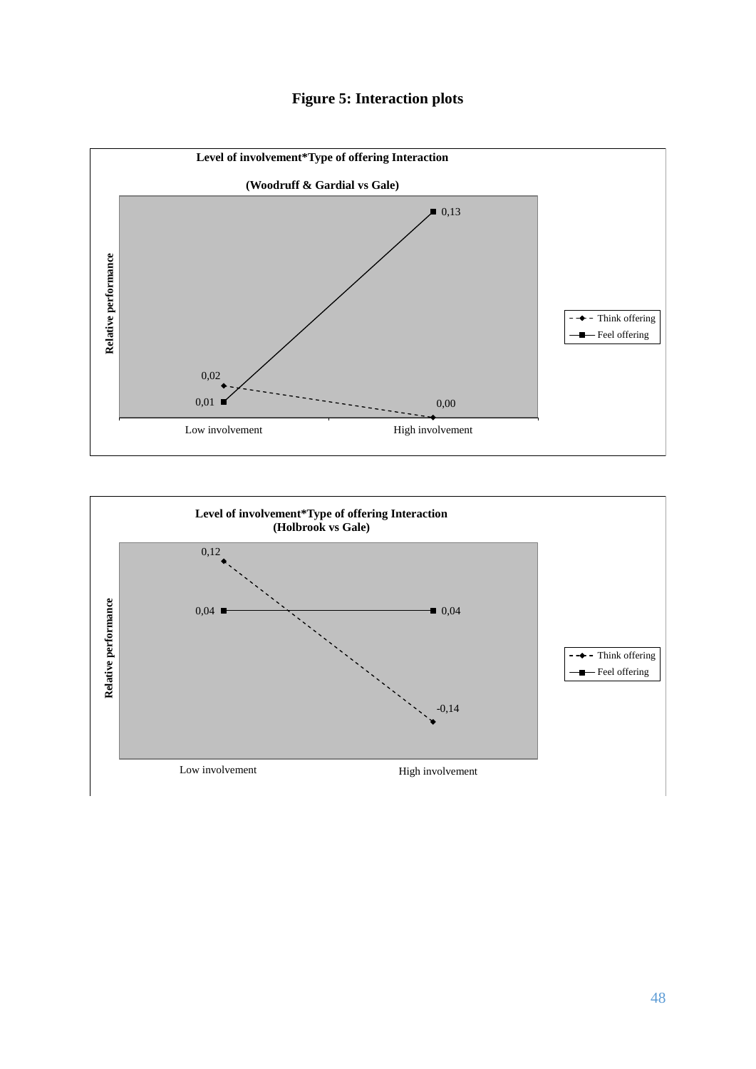# Figure 5: Interaction plots

**Level of involvement*Type of offering Interaction**

**(Woodruff & Gardial vs Gale)**

| Type of offering | Low involvement | High involvement |
| --- | --- | --- |
| Think offering | 0,02 | 0,00 |
| Feel offering | 0,01 | 0,13 |

Relative performance

**Level of involvement*Type of offering Interaction**
**(Holbrook vs Gale)**

| Type of offering | Low involvement | High involvement |
| --- | --- | --- |
| Think offering | 0,12 | -0,14 |
| Feel offering | 0,04 | 0,04 |

Relative performance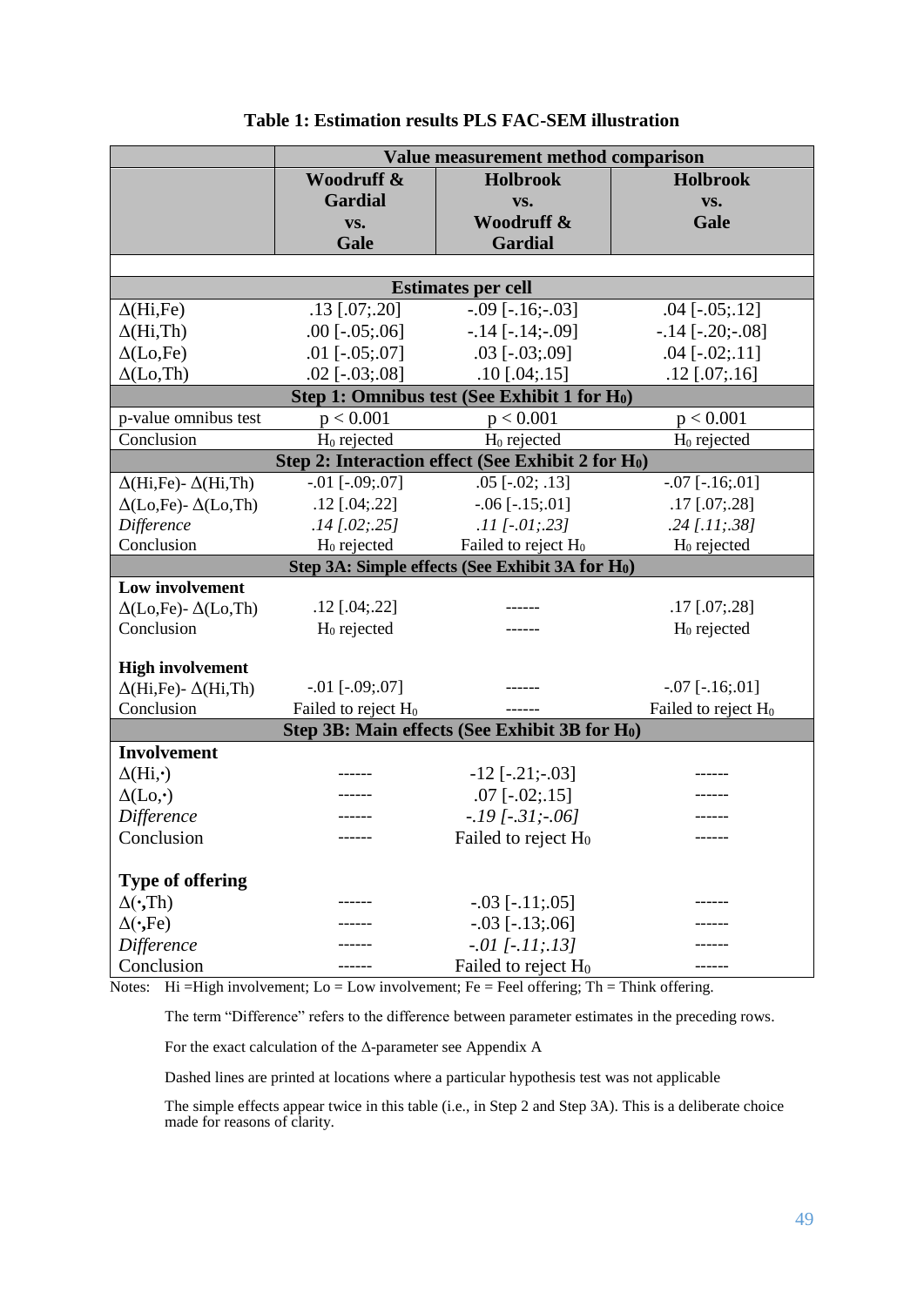**Table 1: Estimation results PLS FAC-SEM illustration**

| | Value measurement method comparison | | |
|---|---|---|---|
| | **Woodruff & Gardial vs. Gale** | **Holbrook vs. Woodruff & Gardial** | **Holbrook vs. Gale** |
| **Estimates per cell** | | | |
| Δ(Hi,Fe) | .13 [.07;.20] | -.09 [-.16;-.03] | .04 [-.05;.12] |
| Δ(Hi,Th) | .00 [-.05;.06] | -.14 [-.14;-.09] | -.14 [-.20;-.08] |
| Δ(Lo,Fe) | .01 [-.05;.07] | .03 [-.03;.09] | .04 [-.02;.11] |
| Δ(Lo,Th) | .02 [-.03;.08] | .10 [.04;.15] | .12 [.07;.16] |
| **Step 1: Omnibus test (See Exhibit 1 for $H_0$)** | | | |
| p-value omnibus test | $p < 0.001$ | $p < 0.001$ | $p < 0.001$ |
| Conclusion | $H_0$ rejected | $H_0$ rejected | $H_0$ rejected |
| **Step 2: Interaction effect (See Exhibit 2 for $H_0$)** | | | |
| Δ(Hi,Fe)- Δ(Hi,Th) | -.01 [-.09;.07] | .05 [-.02; .13] | -.07 [-.16;.01] |
| Δ(Lo,Fe)- Δ(Lo,Th) | .12 [.04;.22] | -.06 [-.15;.01] | .17 [.07;.28] |
| *Difference* | *.14 [.02;.25]* | *.11 [-.01;.23]* | *.24 [.11;.38]* |
| Conclusion | $H_0$ rejected | Failed to reject $H_0$ | $H_0$ rejected |
| **Step 3A: Simple effects (See Exhibit 3A for $H_0$)** | | | |
| **Low involvement** | | | |
| Δ(Lo,Fe)- Δ(Lo,Th) | .12 [.04;.22] | ------ | .17 [.07;.28] |
| Conclusion | $H_0$ rejected | ------ | $H_0$ rejected |
| **High involvement** | | | |
| Δ(Hi,Fe)- Δ(Hi,Th) | -.01 [-.09;.07] | ------ | -.07 [-.16;.01] |
| Conclusion | Failed to reject $H_0$ | ------ | Failed to reject $H_0$ |
| **Step 3B: Main effects (See Exhibit 3B for $H_0$)** | | | |
| **Involvement** | | | |
| Δ(Hi,•) | ------ | -12 [-.21;-.03] | ------ |
| Δ(Lo,•) | ------ | .07 [-.02;.15] | ------ |
| *Difference* | ------ | *-.19 [-.31;-.06]* | ------ |
| Conclusion | ------ | Failed to reject $H_0$ | ------ |
| **Type of offering** | | | |
| Δ(•,Th) | ------ | -.03 [-.11;.05] | ------ |
| Δ(•,Fe) | ------ | -.03 [-.13;.06] | ------ |
| *Difference* | ------ | *-.01 [-.11;.13]* | ------ |
| Conclusion | ------ | Failed to reject $H_0$ | ------ |

Notes: Hi =High involvement; Lo = Low involvement; Fe = Feel offering; Th = Think offering.

The term "Difference" refers to the difference between parameter estimates in the preceding rows.

For the exact calculation of the Δ-parameter see Appendix A

Dashed lines are printed at locations where a particular hypothesis test was not applicable

The simple effects appear twice in this table (i.e., in Step 2 and Step 3A). This is a deliberate choice made for reasons of clarity.